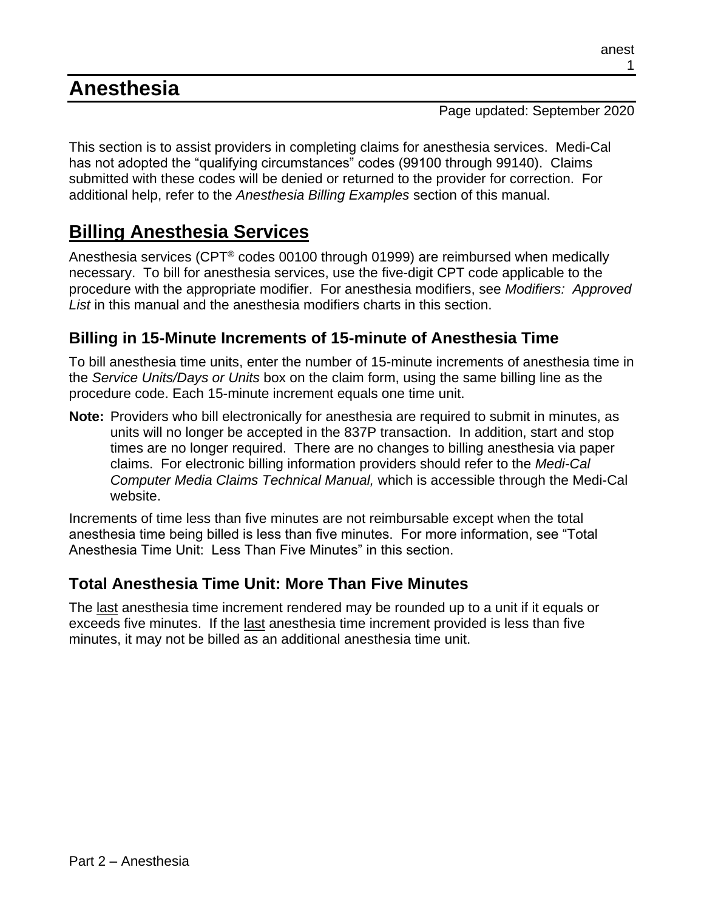# Anesthesia

Page updated: September 2020

This section is to assist providers in completing claims for anesthesia services. Medi-Cal has not adopted the "qualifying circumstances" codes (99100 through 99140). Claims submitted with these codes will be denied or returned to the provider for correction. For additional help, refer to the *Anesthesia Billing Examples* section of this manual.

## Billing Anesthesia Services

Anesthesia services (CPT® codes 00100 through 01999) are reimbursed when medically necessary. To bill for anesthesia services, use the five-digit CPT code applicable to the procedure with the appropriate modifier. For anesthesia modifiers, see *Modifiers: Approved List* in this manual and the anesthesia modifiers charts in this section.

### Billing in 15-Minute Increments of 15-minute of Anesthesia Time

To bill anesthesia time units, enter the number of 15-minute increments of anesthesia time in the *Service Units/Days or Units* box on the claim form, using the same billing line as the procedure code. Each 15-minute increment equals one time unit.

**Note:** Providers who bill electronically for anesthesia are required to submit in minutes, as units will no longer be accepted in the 837P transaction. In addition, start and stop times are no longer required. There are no changes to billing anesthesia via paper claims. For electronic billing information providers should refer to the *Medi-Cal Computer Media Claims Technical Manual,* which is accessible through the Medi-Cal website.

Increments of time less than five minutes are not reimbursable except when the total anesthesia time being billed is less than five minutes. For more information, see "Total Anesthesia Time Unit: Less Than Five Minutes" in this section.

### Total Anesthesia Time Unit: More Than Five Minutes

The last anesthesia time increment rendered may be rounded up to a unit if it equals or exceeds five minutes. If the last anesthesia time increment provided is less than five minutes, it may not be billed as an additional anesthesia time unit.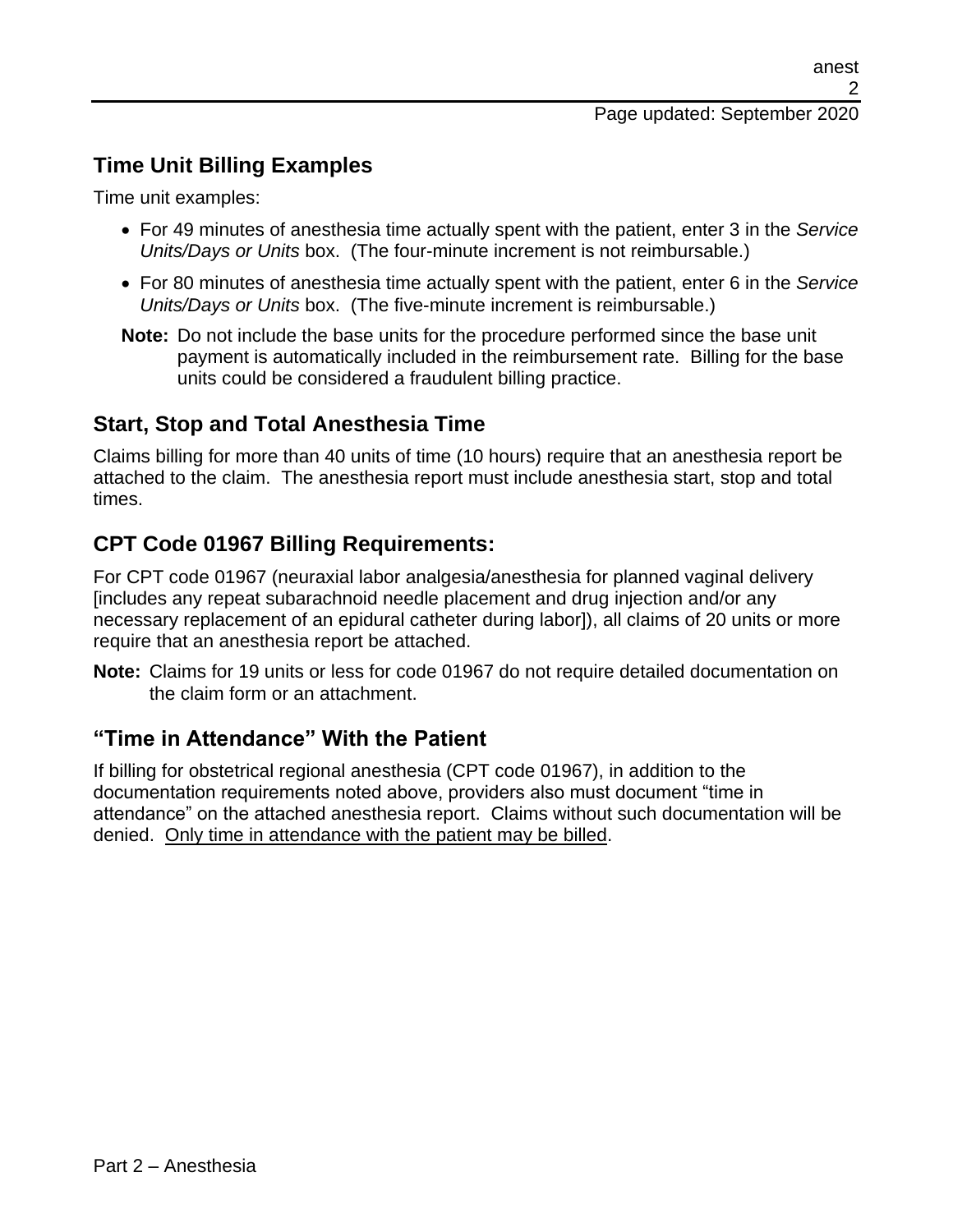## Time Unit Billing Examples

Time unit examples:

- For 49 minutes of anesthesia time actually spent with the patient, enter 3 in the *Service Units/Days or Units* box. (The four-minute increment is not reimbursable.)
- For 80 minutes of anesthesia time actually spent with the patient, enter 6 in the *Service Units/Days or Units* box. (The five-minute increment is reimbursable.)

**Note:** Do not include the base units for the procedure performed since the base unit payment is automatically included in the reimbursement rate. Billing for the base units could be considered a fraudulent billing practice.

## Start, Stop and Total Anesthesia Time

Claims billing for more than 40 units of time (10 hours) require that an anesthesia report be attached to the claim. The anesthesia report must include anesthesia start, stop and total times.

## CPT Code 01967 Billing Requirements:

For CPT code 01967 (neuraxial labor analgesia/anesthesia for planned vaginal delivery [includes any repeat subarachnoid needle placement and drug injection and/or any necessary replacement of an epidural catheter during labor]), all claims of 20 units or more require that an anesthesia report be attached.

**Note:** Claims for 19 units or less for code 01967 do not require detailed documentation on the claim form or an attachment.

## "Time in Attendance" With the Patient

If billing for obstetrical regional anesthesia (CPT code 01967), in addition to the documentation requirements noted above, providers also must document "time in attendance" on the attached anesthesia report. Claims without such documentation will be denied. Only time in attendance with the patient may be billed.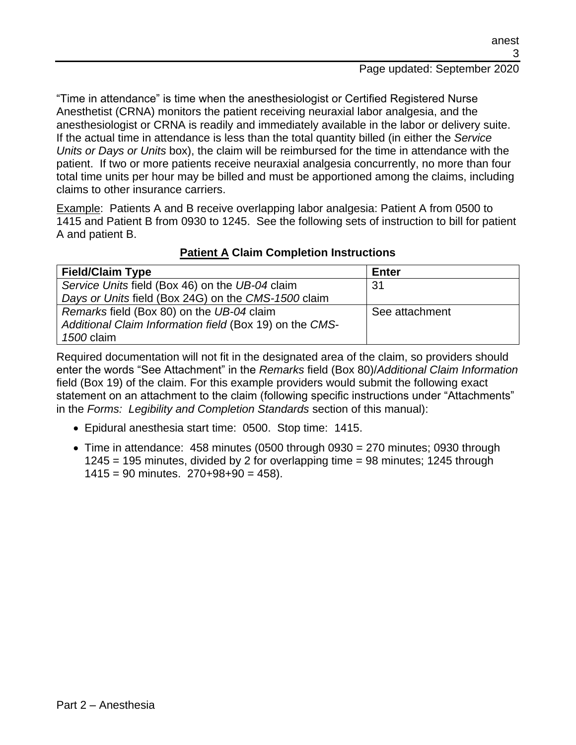"Time in attendance" is time when the anesthesiologist or Certified Registered Nurse Anesthetist (CRNA) monitors the patient receiving neuraxial labor analgesia, and the anesthesiologist or CRNA is readily and immediately available in the labor or delivery suite. If the actual time in attendance is less than the total quantity billed (in either the *Service Units or Days or Units* box), the claim will be reimbursed for the time in attendance with the patient. If two or more patients receive neuraxial analgesia concurrently, no more than four total time units per hour may be billed and must be apportioned among the claims, including claims to other insurance carriers.

Example: Patients A and B receive overlapping labor analgesia: Patient A from 0500 to 1415 and Patient B from 0930 to 1245. See the following sets of instruction to bill for patient A and patient B.

**Patient A Claim Completion Instructions**

| Field/Claim Type | Enter |
|---|---|
| *Service Units* field (Box 46) on the *UB-04* claim<br>*Days or Units* field (Box 24G) on the *CMS-1500* claim | 31 |
| *Remarks* field (Box 80) on the *UB-04* claim<br>*Additional Claim Information field* (Box 19) on the *CMS-1500* claim | See attachment |

Required documentation will not fit in the designated area of the claim, so providers should enter the words "See Attachment" in the *Remarks* field (Box 80)/*Additional Claim Information* field (Box 19) of the claim. For this example providers would submit the following exact statement on an attachment to the claim (following specific instructions under "Attachments" in the *Forms: Legibility and Completion Standards* section of this manual):

- Epidural anesthesia start time: 0500. Stop time: 1415.
- Time in attendance: 458 minutes (0500 through 0930 = 270 minutes; 0930 through 1245 = 195 minutes, divided by 2 for overlapping time = 98 minutes; 1245 through 1415 = 90 minutes. 270+98+90 = 458).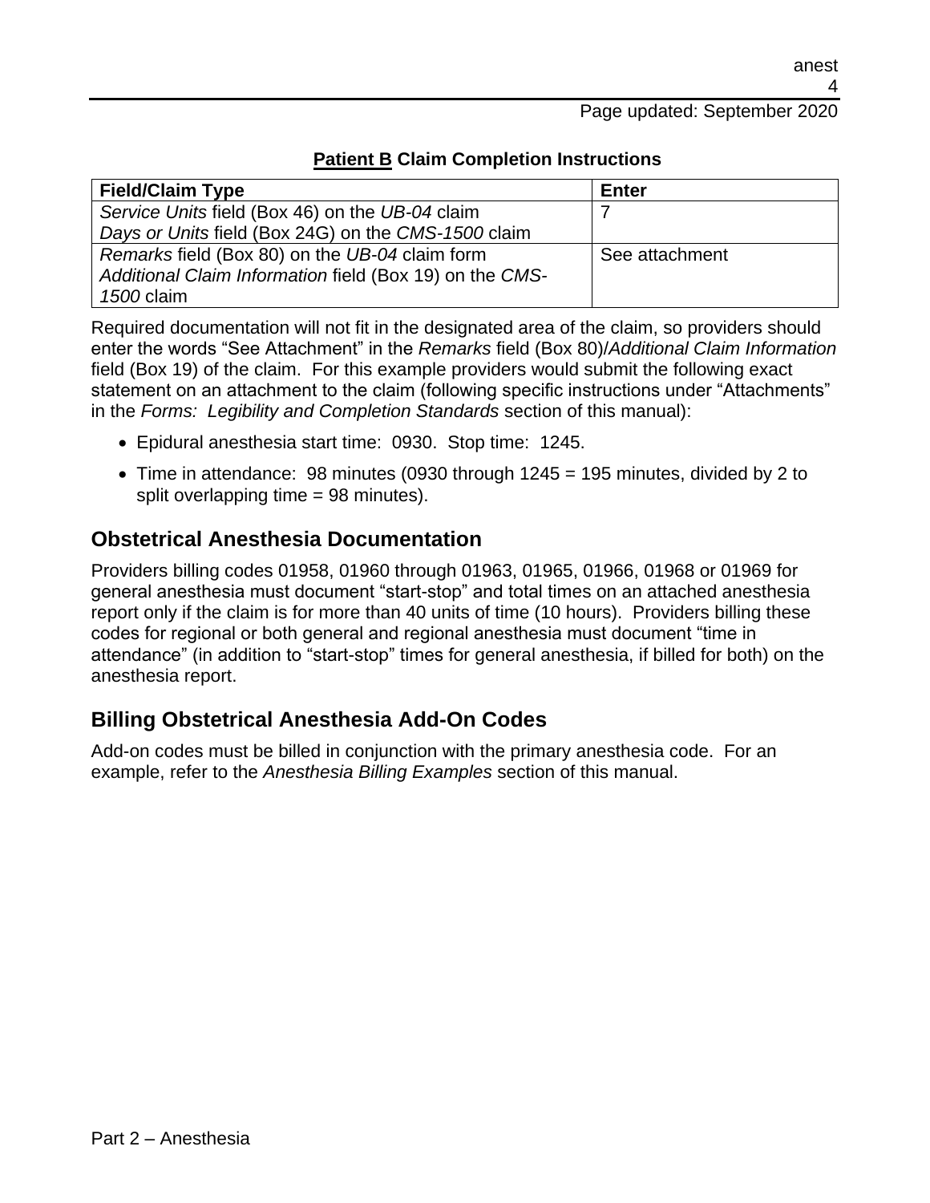**<u>Patient B</u> Claim Completion Instructions**

| Field/Claim Type | Enter |
|---|---|
| *Service Units* field (Box 46) on the *UB-04* claim<br>*Days or Units* field (Box 24G) on the *CMS-1500* claim | 7 |
| *Remarks* field (Box 80) on the *UB-04* claim form<br>*Additional Claim Information* field (Box 19) on the *CMS-1500* claim | See attachment |

Required documentation will not fit in the designated area of the claim, so providers should enter the words "See Attachment" in the *Remarks* field (Box 80)/*Additional Claim Information* field (Box 19) of the claim. For this example providers would submit the following exact statement on an attachment to the claim (following specific instructions under "Attachments" in the *Forms: Legibility and Completion Standards* section of this manual):

- Epidural anesthesia start time: 0930. Stop time: 1245.
- Time in attendance: 98 minutes (0930 through 1245 = 195 minutes, divided by 2 to split overlapping time = 98 minutes).

## Obstetrical Anesthesia Documentation

Providers billing codes 01958, 01960 through 01963, 01965, 01966, 01968 or 01969 for general anesthesia must document "start-stop" and total times on an attached anesthesia report only if the claim is for more than 40 units of time (10 hours). Providers billing these codes for regional or both general and regional anesthesia must document "time in attendance" (in addition to "start-stop" times for general anesthesia, if billed for both) on the anesthesia report.

## Billing Obstetrical Anesthesia Add-On Codes

Add-on codes must be billed in conjunction with the primary anesthesia code. For an example, refer to the *Anesthesia Billing Examples* section of this manual.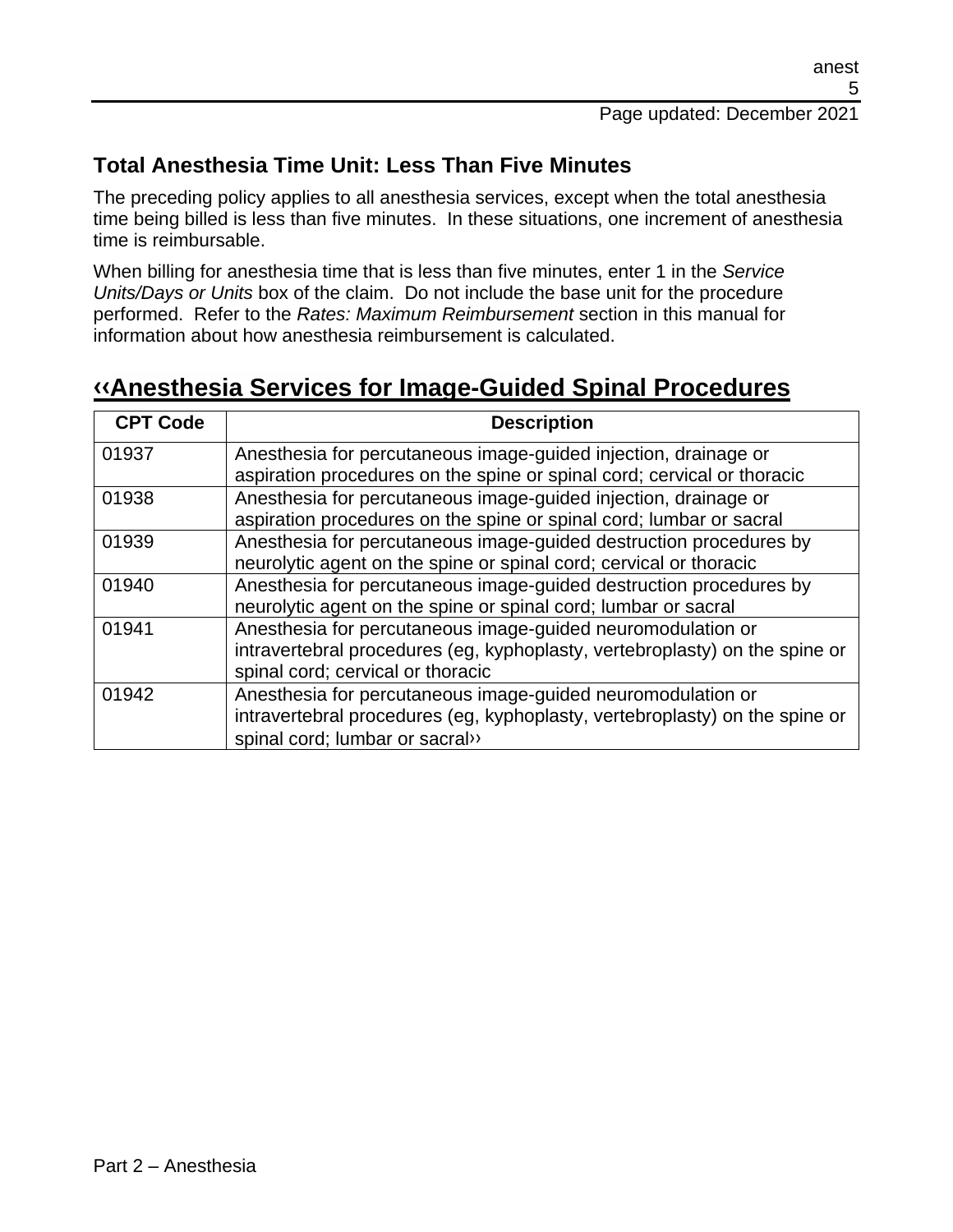## Total Anesthesia Time Unit: Less Than Five Minutes

The preceding policy applies to all anesthesia services, except when the total anesthesia time being billed is less than five minutes. In these situations, one increment of anesthesia time is reimbursable.

When billing for anesthesia time that is less than five minutes, enter 1 in the *Service Units/Days or Units* box of the claim. Do not include the base unit for the procedure performed. Refer to the *Rates: Maximum Reimbursement* section in this manual for information about how anesthesia reimbursement is calculated.

## ‹‹Anesthesia Services for Image-Guided Spinal Procedures

| CPT Code | Description |
|---|---|
| 01937 | Anesthesia for percutaneous image-guided injection, drainage or aspiration procedures on the spine or spinal cord; cervical or thoracic |
| 01938 | Anesthesia for percutaneous image-guided injection, drainage or aspiration procedures on the spine or spinal cord; lumbar or sacral |
| 01939 | Anesthesia for percutaneous image-guided destruction procedures by neurolytic agent on the spine or spinal cord; cervical or thoracic |
| 01940 | Anesthesia for percutaneous image-guided destruction procedures by neurolytic agent on the spine or spinal cord; lumbar or sacral |
| 01941 | Anesthesia for percutaneous image-guided neuromodulation or intravertebral procedures (eg, kyphoplasty, vertebroplasty) on the spine or spinal cord; cervical or thoracic |
| 01942 | Anesthesia for percutaneous image-guided neuromodulation or intravertebral procedures (eg, kyphoplasty, vertebroplasty) on the spine or spinal cord; lumbar or sacral›› |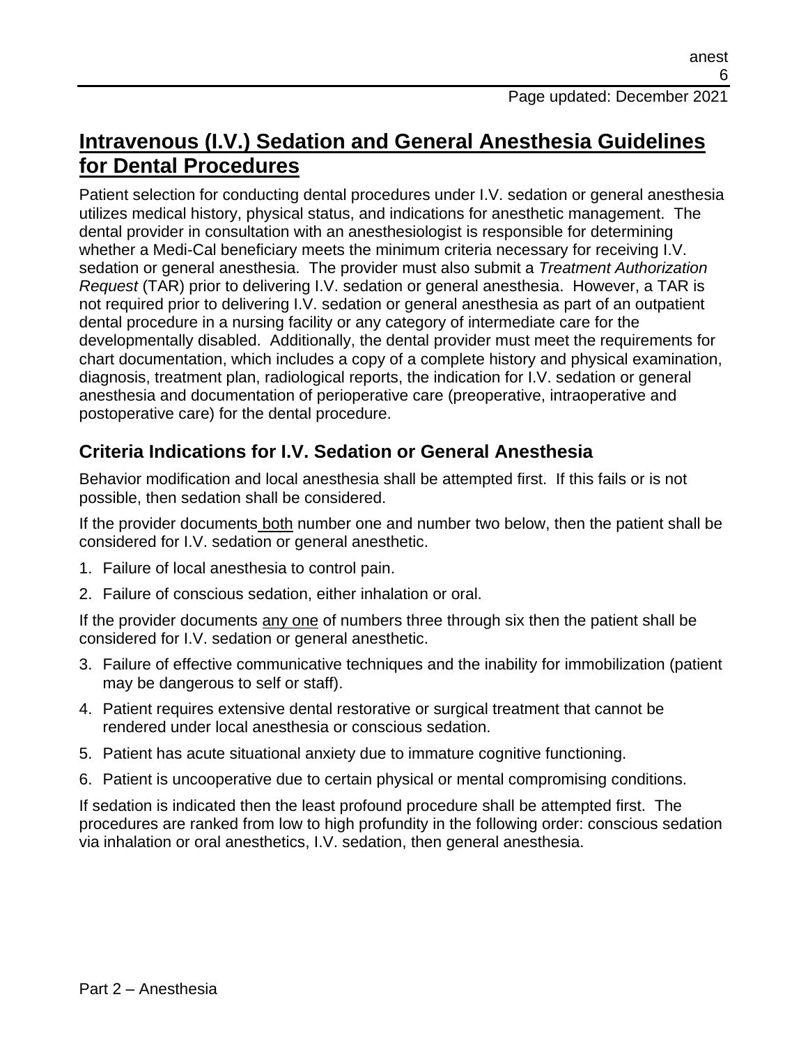# Intravenous (I.V.) Sedation and General Anesthesia Guidelines for Dental Procedures

Patient selection for conducting dental procedures under I.V. sedation or general anesthesia utilizes medical history, physical status, and indications for anesthetic management. The dental provider in consultation with an anesthesiologist is responsible for determining whether a Medi-Cal beneficiary meets the minimum criteria necessary for receiving I.V. sedation or general anesthesia. The provider must also submit a *Treatment Authorization Request* (TAR) prior to delivering I.V. sedation or general anesthesia. However, a TAR is not required prior to delivering I.V. sedation or general anesthesia as part of an outpatient dental procedure in a nursing facility or any category of intermediate care for the developmentally disabled. Additionally, the dental provider must meet the requirements for chart documentation, which includes a copy of a complete history and physical examination, diagnosis, treatment plan, radiological reports, the indication for I.V. sedation or general anesthesia and documentation of perioperative care (preoperative, intraoperative and postoperative care) for the dental procedure.

## Criteria Indications for I.V. Sedation or General Anesthesia

Behavior modification and local anesthesia shall be attempted first. If this fails or is not possible, then sedation shall be considered.

If the provider documents both number one and number two below, then the patient shall be considered for I.V. sedation or general anesthetic.

1. Failure of local anesthesia to control pain.
2. Failure of conscious sedation, either inhalation or oral.

If the provider documents any one of numbers three through six then the patient shall be considered for I.V. sedation or general anesthetic.

3. Failure of effective communicative techniques and the inability for immobilization (patient may be dangerous to self or staff).
4. Patient requires extensive dental restorative or surgical treatment that cannot be rendered under local anesthesia or conscious sedation.
5. Patient has acute situational anxiety due to immature cognitive functioning.
6. Patient is uncooperative due to certain physical or mental compromising conditions.

If sedation is indicated then the least profound procedure shall be attempted first. The procedures are ranked from low to high profundity in the following order: conscious sedation via inhalation or oral anesthetics, I.V. sedation, then general anesthesia.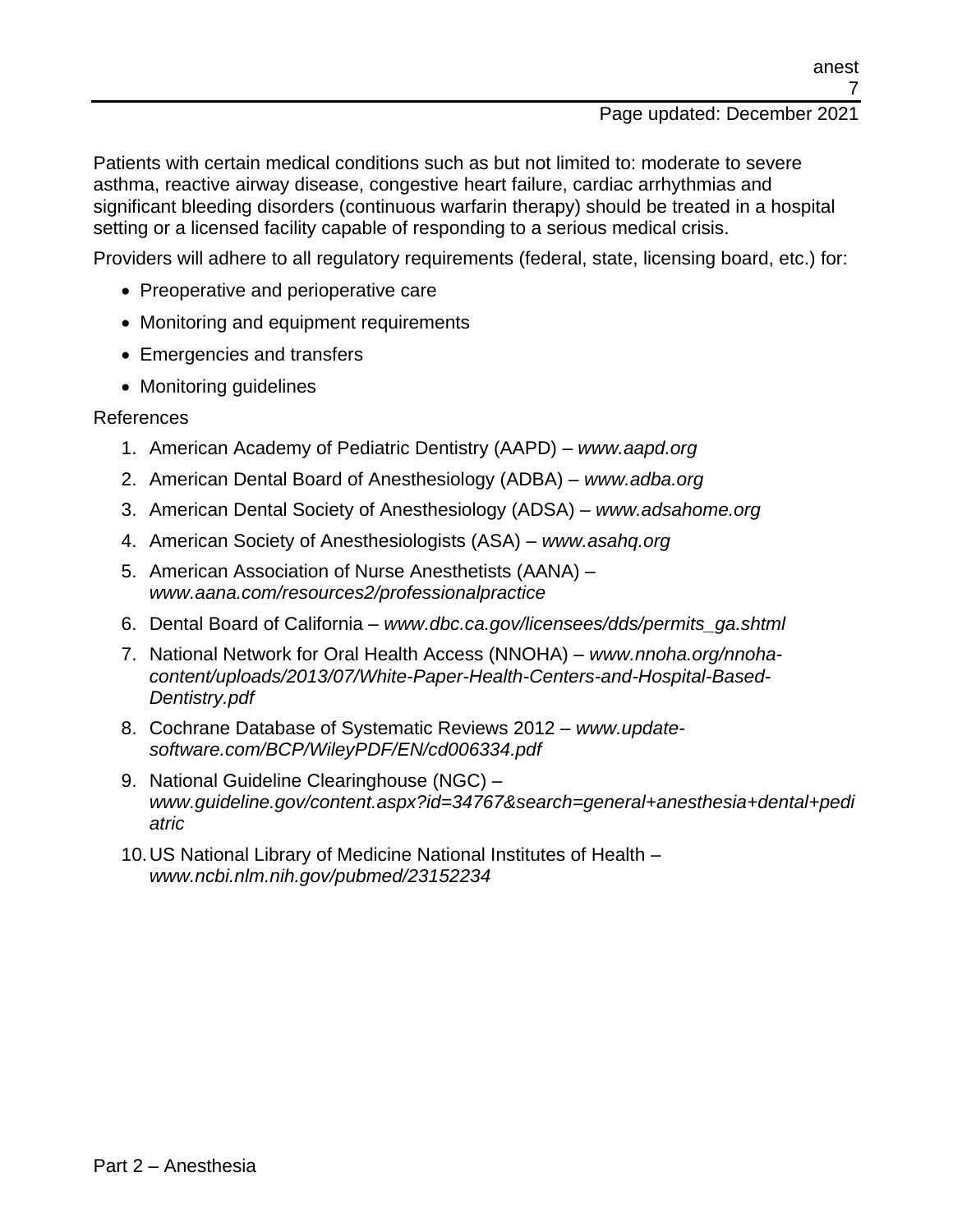Patients with certain medical conditions such as but not limited to: moderate to severe asthma, reactive airway disease, congestive heart failure, cardiac arrhythmias and significant bleeding disorders (continuous warfarin therapy) should be treated in a hospital setting or a licensed facility capable of responding to a serious medical crisis.

Providers will adhere to all regulatory requirements (federal, state, licensing board, etc.) for:

- Preoperative and perioperative care
- Monitoring and equipment requirements
- Emergencies and transfers
- Monitoring guidelines

References

1. American Academy of Pediatric Dentistry (AAPD) – *www.aapd.org*
2. American Dental Board of Anesthesiology (ADBA) – *www.adba.org*
3. American Dental Society of Anesthesiology (ADSA) – *www.adsahome.org*
4. American Society of Anesthesiologists (ASA) – *www.asahq.org*
5. American Association of Nurse Anesthetists (AANA) – *www.aana.com/resources2/professionalpractice*
6. Dental Board of California – *www.dbc.ca.gov/licensees/dds/permits_ga.shtml*
7. National Network for Oral Health Access (NNOHA) – *www.nnoha.org/nnoha-content/uploads/2013/07/White-Paper-Health-Centers-and-Hospital-Based-Dentistry.pdf*
8. Cochrane Database of Systematic Reviews 2012 – *www.update-software.com/BCP/WileyPDF/EN/cd006334.pdf*
9. National Guideline Clearinghouse (NGC) – *www.guideline.gov/content.aspx?id=34767&search=general+anesthesia+dental+pediatric*
10. US National Library of Medicine National Institutes of Health – *www.ncbi.nlm.nih.gov/pubmed/23152234*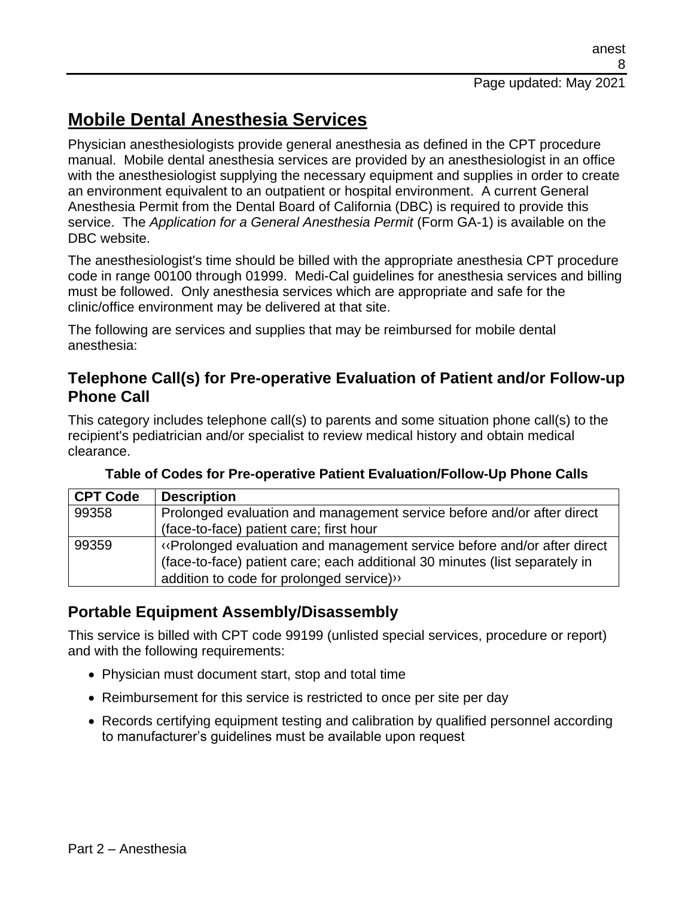# Mobile Dental Anesthesia Services

Physician anesthesiologists provide general anesthesia as defined in the CPT procedure manual. Mobile dental anesthesia services are provided by an anesthesiologist in an office with the anesthesiologist supplying the necessary equipment and supplies in order to create an environment equivalent to an outpatient or hospital environment. A current General Anesthesia Permit from the Dental Board of California (DBC) is required to provide this service. The *Application for a General Anesthesia Permit* (Form GA-1) is available on the DBC website.

The anesthesiologist's time should be billed with the appropriate anesthesia CPT procedure code in range 00100 through 01999. Medi-Cal guidelines for anesthesia services and billing must be followed. Only anesthesia services which are appropriate and safe for the clinic/office environment may be delivered at that site.

The following are services and supplies that may be reimbursed for mobile dental anesthesia:

## Telephone Call(s) for Pre-operative Evaluation of Patient and/or Follow-up Phone Call

This category includes telephone call(s) to parents and some situation phone call(s) to the recipient's pediatrician and/or specialist to review medical history and obtain medical clearance.

**Table of Codes for Pre-operative Patient Evaluation/Follow-Up Phone Calls**

| CPT Code | Description |
| --- | --- |
| 99358 | Prolonged evaluation and management service before and/or after direct (face-to-face) patient care; first hour |
| 99359 | ‹‹Prolonged evaluation and management service before and/or after direct (face-to-face) patient care; each additional 30 minutes (list separately in addition to code for prolonged service)›› |

## Portable Equipment Assembly/Disassembly

This service is billed with CPT code 99199 (unlisted special services, procedure or report) and with the following requirements:

- Physician must document start, stop and total time
- Reimbursement for this service is restricted to once per site per day
- Records certifying equipment testing and calibration by qualified personnel according to manufacturer's guidelines must be available upon request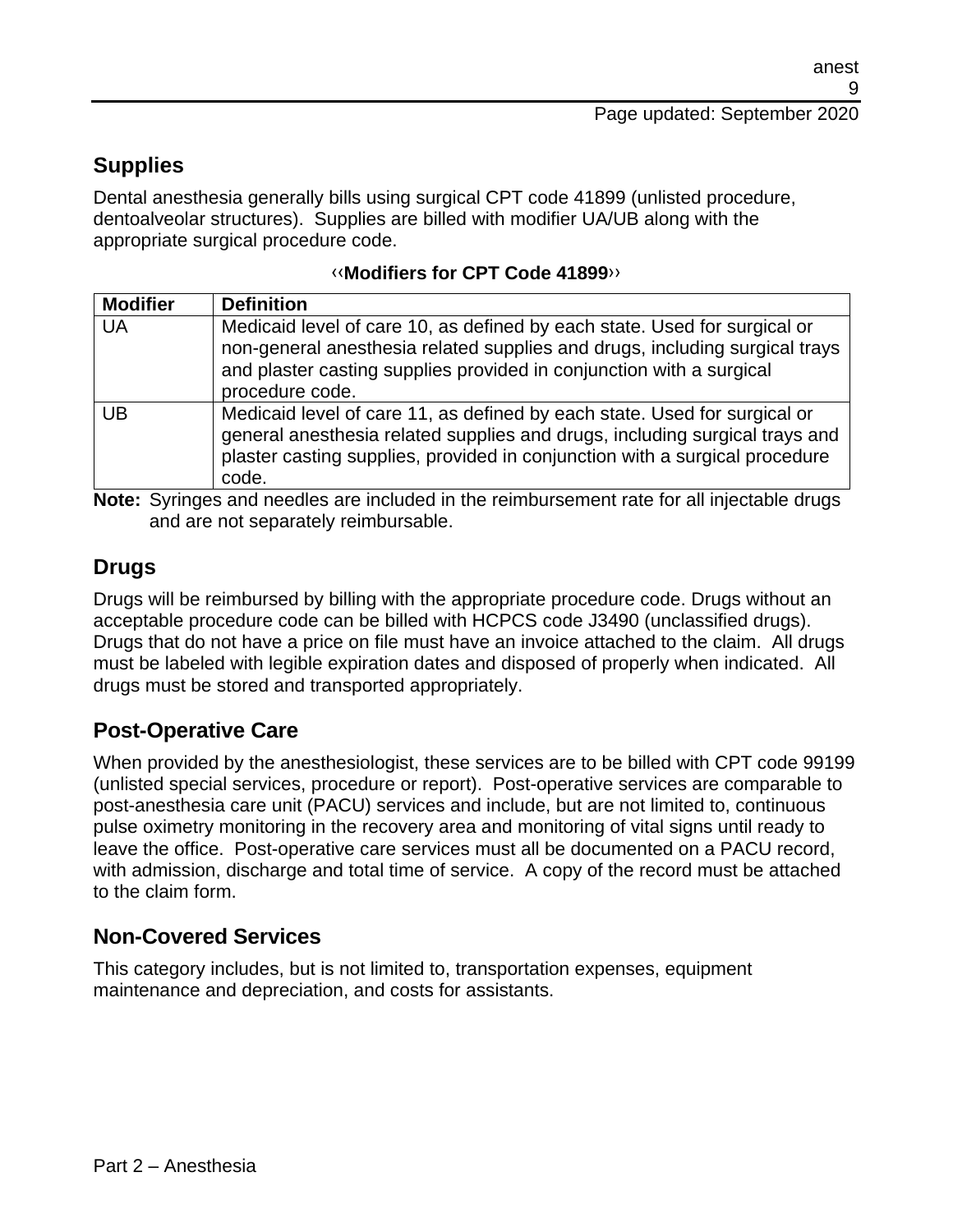## Supplies

Dental anesthesia generally bills using surgical CPT code 41899 (unlisted procedure, dentoalveolar structures). Supplies are billed with modifier UA/UB along with the appropriate surgical procedure code.

**‹‹Modifiers for CPT Code 41899››**

| Modifier | Definition |
|---|---|
| UA | Medicaid level of care 10, as defined by each state. Used for surgical or non-general anesthesia related supplies and drugs, including surgical trays and plaster casting supplies provided in conjunction with a surgical procedure code. |
| UB | Medicaid level of care 11, as defined by each state. Used for surgical or general anesthesia related supplies and drugs, including surgical trays and plaster casting supplies, provided in conjunction with a surgical procedure code. |

**Note:** Syringes and needles are included in the reimbursement rate for all injectable drugs and are not separately reimbursable.

## Drugs

Drugs will be reimbursed by billing with the appropriate procedure code. Drugs without an acceptable procedure code can be billed with HCPCS code J3490 (unclassified drugs). Drugs that do not have a price on file must have an invoice attached to the claim. All drugs must be labeled with legible expiration dates and disposed of properly when indicated. All drugs must be stored and transported appropriately.

## Post-Operative Care

When provided by the anesthesiologist, these services are to be billed with CPT code 99199 (unlisted special services, procedure or report). Post-operative services are comparable to post-anesthesia care unit (PACU) services and include, but are not limited to, continuous pulse oximetry monitoring in the recovery area and monitoring of vital signs until ready to leave the office. Post-operative care services must all be documented on a PACU record, with admission, discharge and total time of service. A copy of the record must be attached to the claim form.

## Non-Covered Services

This category includes, but is not limited to, transportation expenses, equipment maintenance and depreciation, and costs for assistants.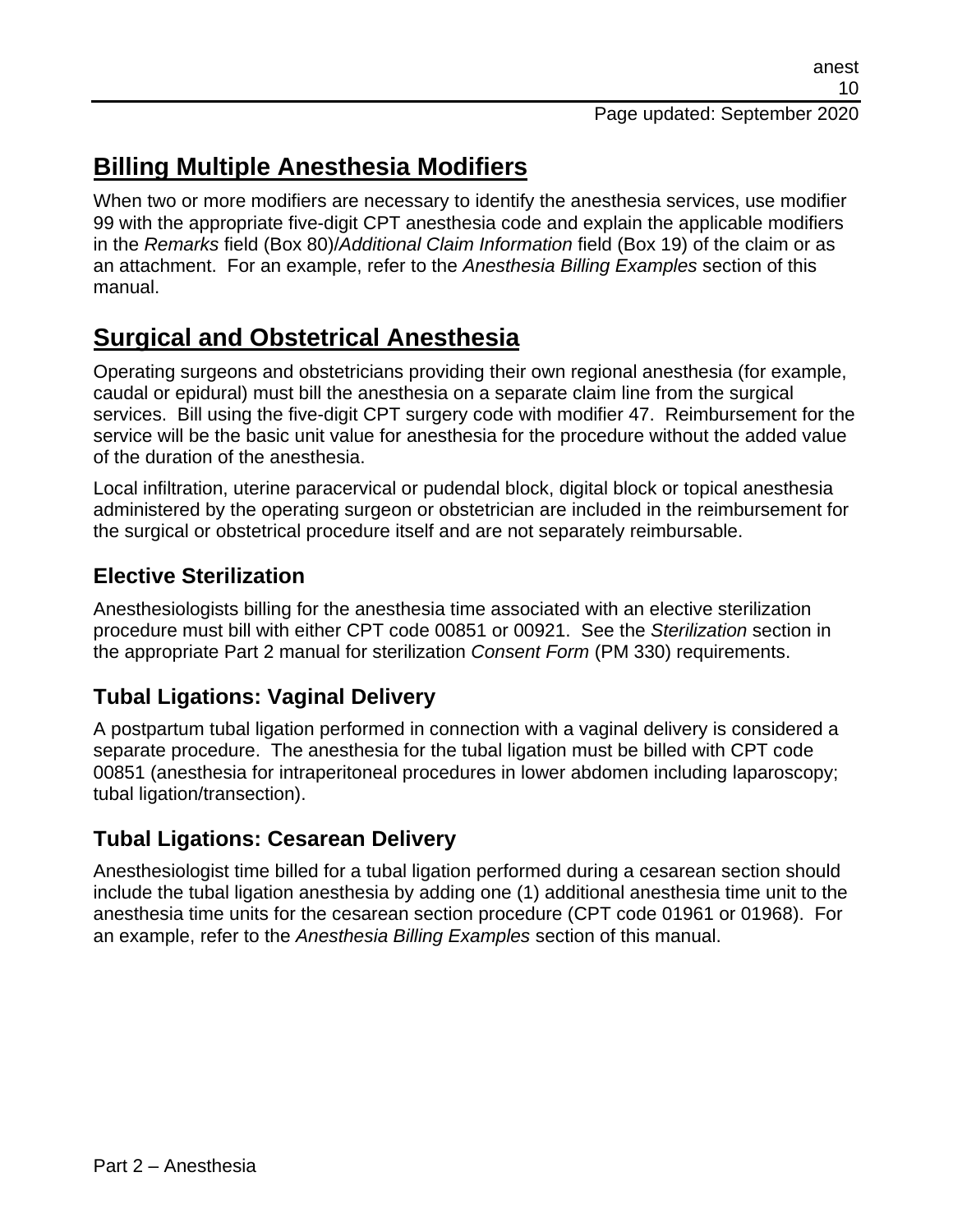## Billing Multiple Anesthesia Modifiers

When two or more modifiers are necessary to identify the anesthesia services, use modifier 99 with the appropriate five-digit CPT anesthesia code and explain the applicable modifiers in the *Remarks* field (Box 80)/*Additional Claim Information* field (Box 19) of the claim or as an attachment. For an example, refer to the *Anesthesia Billing Examples* section of this manual.

## Surgical and Obstetrical Anesthesia

Operating surgeons and obstetricians providing their own regional anesthesia (for example, caudal or epidural) must bill the anesthesia on a separate claim line from the surgical services. Bill using the five-digit CPT surgery code with modifier 47. Reimbursement for the service will be the basic unit value for anesthesia for the procedure without the added value of the duration of the anesthesia.

Local infiltration, uterine paracervical or pudendal block, digital block or topical anesthesia administered by the operating surgeon or obstetrician are included in the reimbursement for the surgical or obstetrical procedure itself and are not separately reimbursable.

### Elective Sterilization

Anesthesiologists billing for the anesthesia time associated with an elective sterilization procedure must bill with either CPT code 00851 or 00921. See the *Sterilization* section in the appropriate Part 2 manual for sterilization *Consent Form* (PM 330) requirements.

### Tubal Ligations: Vaginal Delivery

A postpartum tubal ligation performed in connection with a vaginal delivery is considered a separate procedure. The anesthesia for the tubal ligation must be billed with CPT code 00851 (anesthesia for intraperitoneal procedures in lower abdomen including laparoscopy; tubal ligation/transection).

### Tubal Ligations: Cesarean Delivery

Anesthesiologist time billed for a tubal ligation performed during a cesarean section should include the tubal ligation anesthesia by adding one (1) additional anesthesia time unit to the anesthesia time units for the cesarean section procedure (CPT code 01961 or 01968). For an example, refer to the *Anesthesia Billing Examples* section of this manual.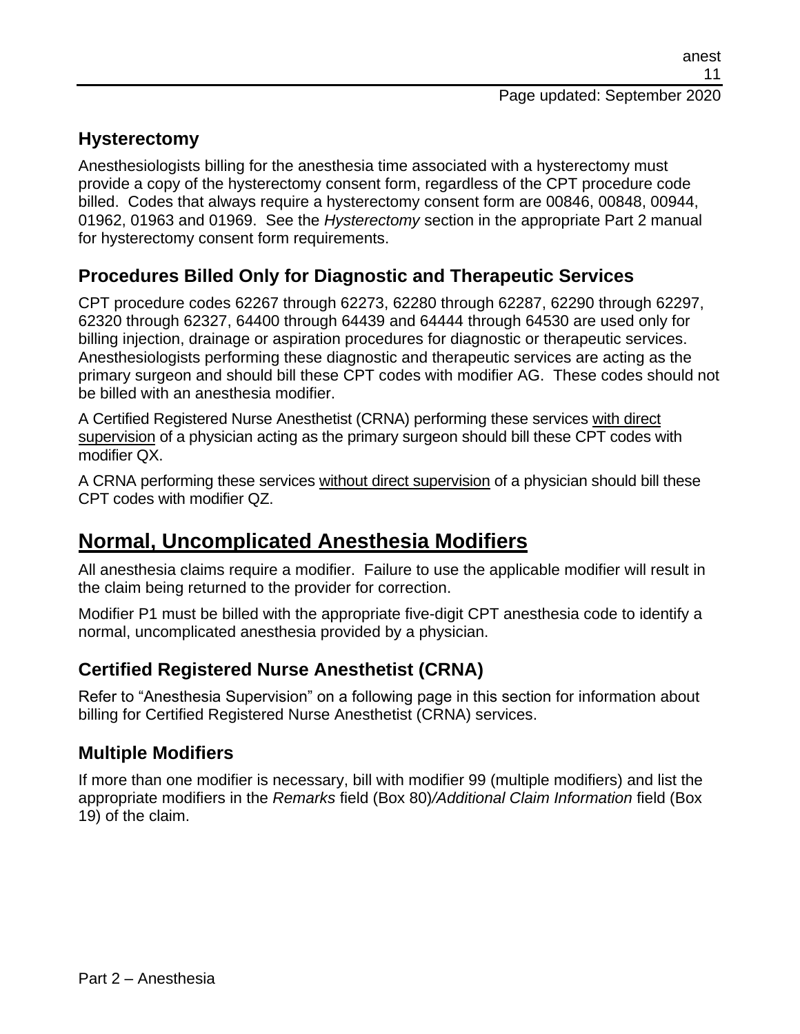## Hysterectomy

Anesthesiologists billing for the anesthesia time associated with a hysterectomy must provide a copy of the hysterectomy consent form, regardless of the CPT procedure code billed. Codes that always require a hysterectomy consent form are 00846, 00848, 00944, 01962, 01963 and 01969. See the *Hysterectomy* section in the appropriate Part 2 manual for hysterectomy consent form requirements.

## Procedures Billed Only for Diagnostic and Therapeutic Services

CPT procedure codes 62267 through 62273, 62280 through 62287, 62290 through 62297, 62320 through 62327, 64400 through 64439 and 64444 through 64530 are used only for billing injection, drainage or aspiration procedures for diagnostic or therapeutic services. Anesthesiologists performing these diagnostic and therapeutic services are acting as the primary surgeon and should bill these CPT codes with modifier AG. These codes should not be billed with an anesthesia modifier.

A Certified Registered Nurse Anesthetist (CRNA) performing these services <u>with direct supervision</u> of a physician acting as the primary surgeon should bill these CPT codes with modifier QX.

A CRNA performing these services <u>without direct supervision</u> of a physician should bill these CPT codes with modifier QZ.

# <u>Normal, Uncomplicated Anesthesia Modifiers</u>

All anesthesia claims require a modifier. Failure to use the applicable modifier will result in the claim being returned to the provider for correction.

Modifier P1 must be billed with the appropriate five-digit CPT anesthesia code to identify a normal, uncomplicated anesthesia provided by a physician.

## Certified Registered Nurse Anesthetist (CRNA)

Refer to "Anesthesia Supervision" on a following page in this section for information about billing for Certified Registered Nurse Anesthetist (CRNA) services.

## Multiple Modifiers

If more than one modifier is necessary, bill with modifier 99 (multiple modifiers) and list the appropriate modifiers in the *Remarks* field (Box 80)*/Additional Claim Information* field (Box 19) of the claim.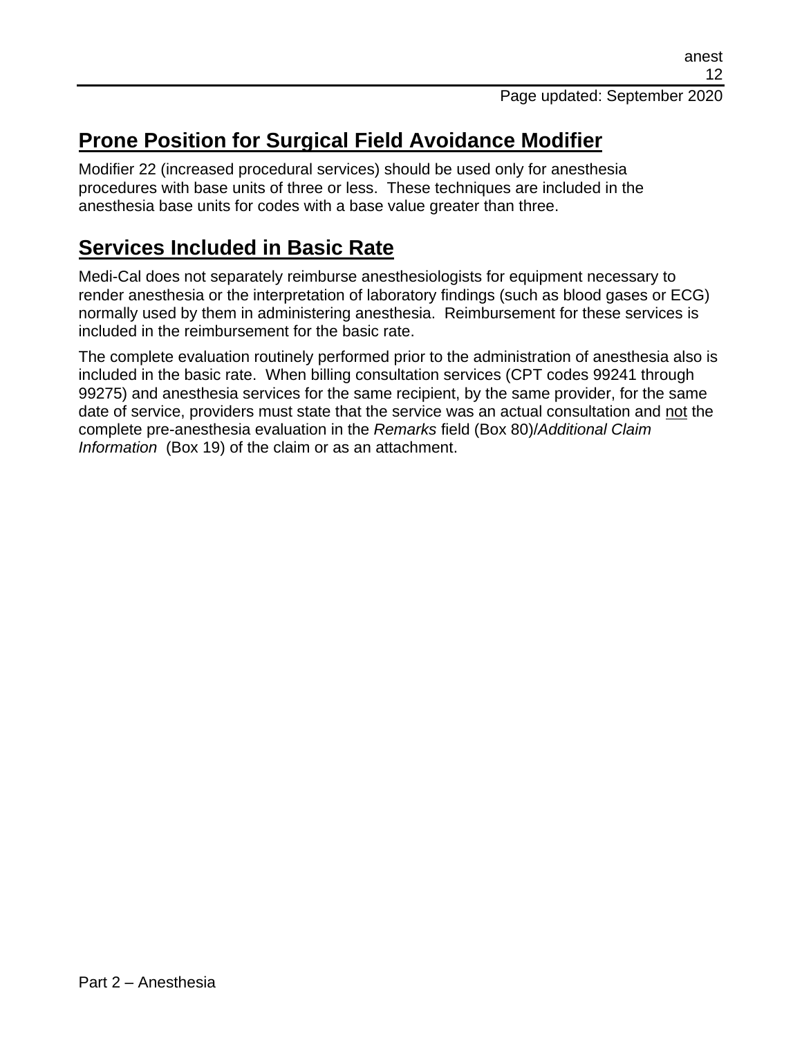## Prone Position for Surgical Field Avoidance Modifier

Modifier 22 (increased procedural services) should be used only for anesthesia procedures with base units of three or less. These techniques are included in the anesthesia base units for codes with a base value greater than three.

## Services Included in Basic Rate

Medi-Cal does not separately reimburse anesthesiologists for equipment necessary to render anesthesia or the interpretation of laboratory findings (such as blood gases or ECG) normally used by them in administering anesthesia. Reimbursement for these services is included in the reimbursement for the basic rate.

The complete evaluation routinely performed prior to the administration of anesthesia also is included in the basic rate. When billing consultation services (CPT codes 99241 through 99275) and anesthesia services for the same recipient, by the same provider, for the same date of service, providers must state that the service was an actual consultation and <u>not</u> the complete pre-anesthesia evaluation in the *Remarks* field (Box 80)/*Additional Claim Information* (Box 19) of the claim or as an attachment.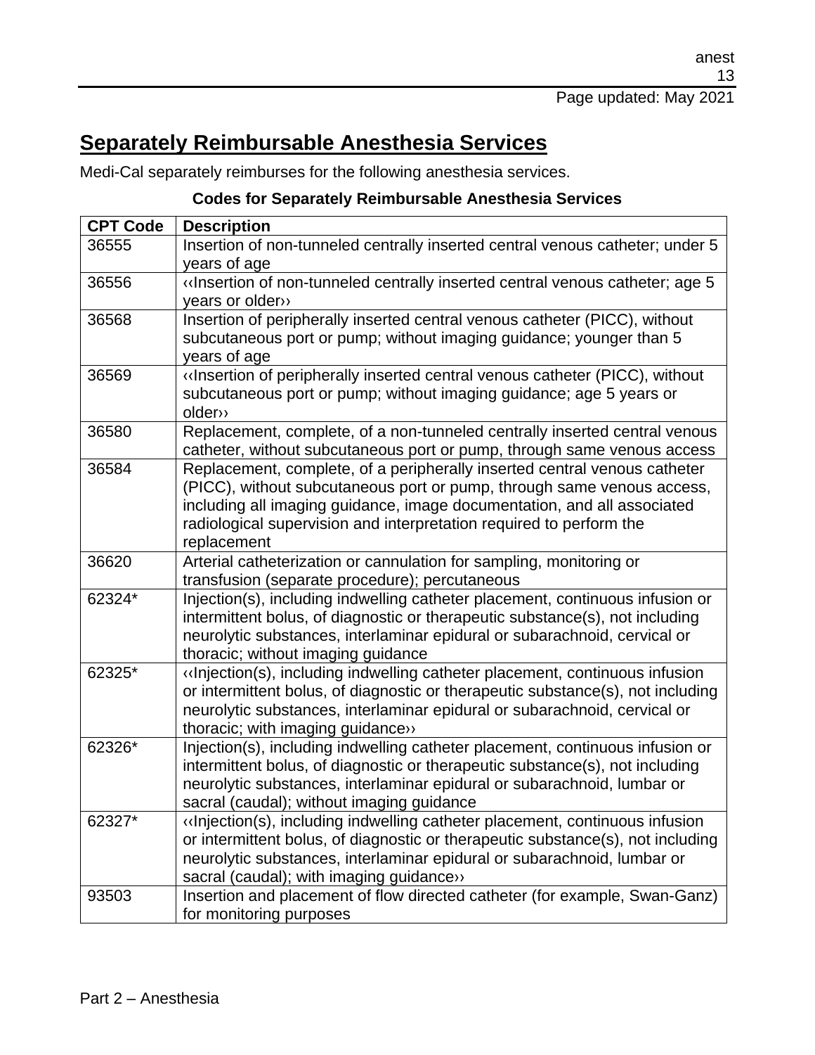## Separately Reimbursable Anesthesia Services

Medi-Cal separately reimburses for the following anesthesia services.

**Codes for Separately Reimbursable Anesthesia Services**

| CPT Code | Description |
|---|---|
| 36555 | Insertion of non-tunneled centrally inserted central venous catheter; under 5 years of age |
| 36556 | ‹‹Insertion of non-tunneled centrally inserted central venous catheter; age 5 years or older›› |
| 36568 | Insertion of peripherally inserted central venous catheter (PICC), without subcutaneous port or pump; without imaging guidance; younger than 5 years of age |
| 36569 | ‹‹Insertion of peripherally inserted central venous catheter (PICC), without subcutaneous port or pump; without imaging guidance; age 5 years or older›› |
| 36580 | Replacement, complete, of a non-tunneled centrally inserted central venous catheter, without subcutaneous port or pump, through same venous access |
| 36584 | Replacement, complete, of a peripherally inserted central venous catheter (PICC), without subcutaneous port or pump, through same venous access, including all imaging guidance, image documentation, and all associated radiological supervision and interpretation required to perform the replacement |
| 36620 | Arterial catheterization or cannulation for sampling, monitoring or transfusion (separate procedure); percutaneous |
| 62324* | Injection(s), including indwelling catheter placement, continuous infusion or intermittent bolus, of diagnostic or therapeutic substance(s), not including neurolytic substances, interlaminar epidural or subarachnoid, cervical or thoracic; without imaging guidance |
| 62325* | ‹‹Injection(s), including indwelling catheter placement, continuous infusion or intermittent bolus, of diagnostic or therapeutic substance(s), not including neurolytic substances, interlaminar epidural or subarachnoid, cervical or thoracic; with imaging guidance›› |
| 62326* | Injection(s), including indwelling catheter placement, continuous infusion or intermittent bolus, of diagnostic or therapeutic substance(s), not including neurolytic substances, interlaminar epidural or subarachnoid, lumbar or sacral (caudal); without imaging guidance |
| 62327* | ‹‹Injection(s), including indwelling catheter placement, continuous infusion or intermittent bolus, of diagnostic or therapeutic substance(s), not including neurolytic substances, interlaminar epidural or subarachnoid, lumbar or sacral (caudal); with imaging guidance›› |
| 93503 | Insertion and placement of flow directed catheter (for example, Swan-Ganz) for monitoring purposes |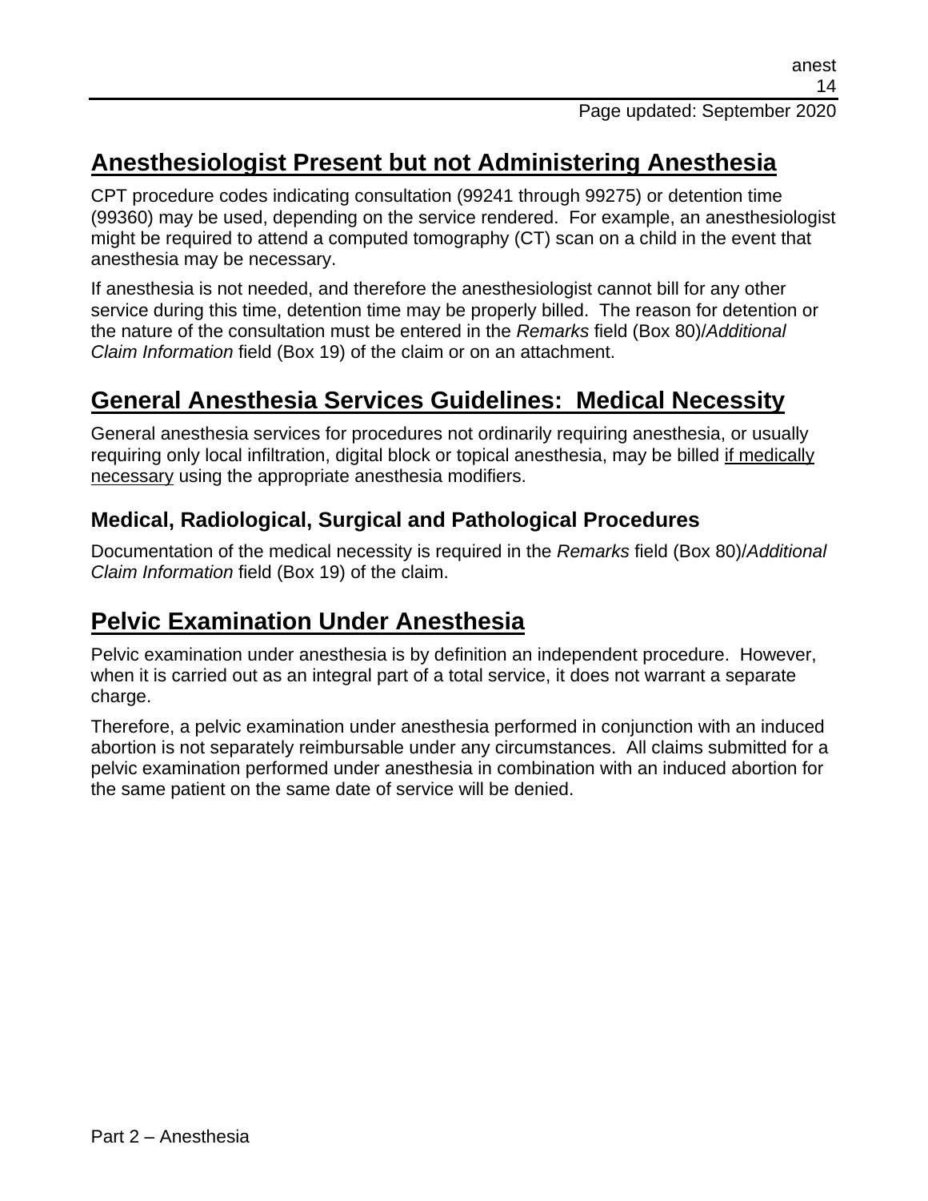## Anesthesiologist Present but not Administering Anesthesia

CPT procedure codes indicating consultation (99241 through 99275) or detention time (99360) may be used, depending on the service rendered. For example, an anesthesiologist might be required to attend a computed tomography (CT) scan on a child in the event that anesthesia may be necessary.

If anesthesia is not needed, and therefore the anesthesiologist cannot bill for any other service during this time, detention time may be properly billed. The reason for detention or the nature of the consultation must be entered in the *Remarks* field (Box 80)/*Additional Claim Information* field (Box 19) of the claim or on an attachment.

## General Anesthesia Services Guidelines: Medical Necessity

General anesthesia services for procedures not ordinarily requiring anesthesia, or usually requiring only local infiltration, digital block or topical anesthesia, may be billed if medically necessary using the appropriate anesthesia modifiers.

### Medical, Radiological, Surgical and Pathological Procedures

Documentation of the medical necessity is required in the *Remarks* field (Box 80)/*Additional Claim Information* field (Box 19) of the claim.

## Pelvic Examination Under Anesthesia

Pelvic examination under anesthesia is by definition an independent procedure. However, when it is carried out as an integral part of a total service, it does not warrant a separate charge.

Therefore, a pelvic examination under anesthesia performed in conjunction with an induced abortion is not separately reimbursable under any circumstances. All claims submitted for a pelvic examination performed under anesthesia in combination with an induced abortion for the same patient on the same date of service will be denied.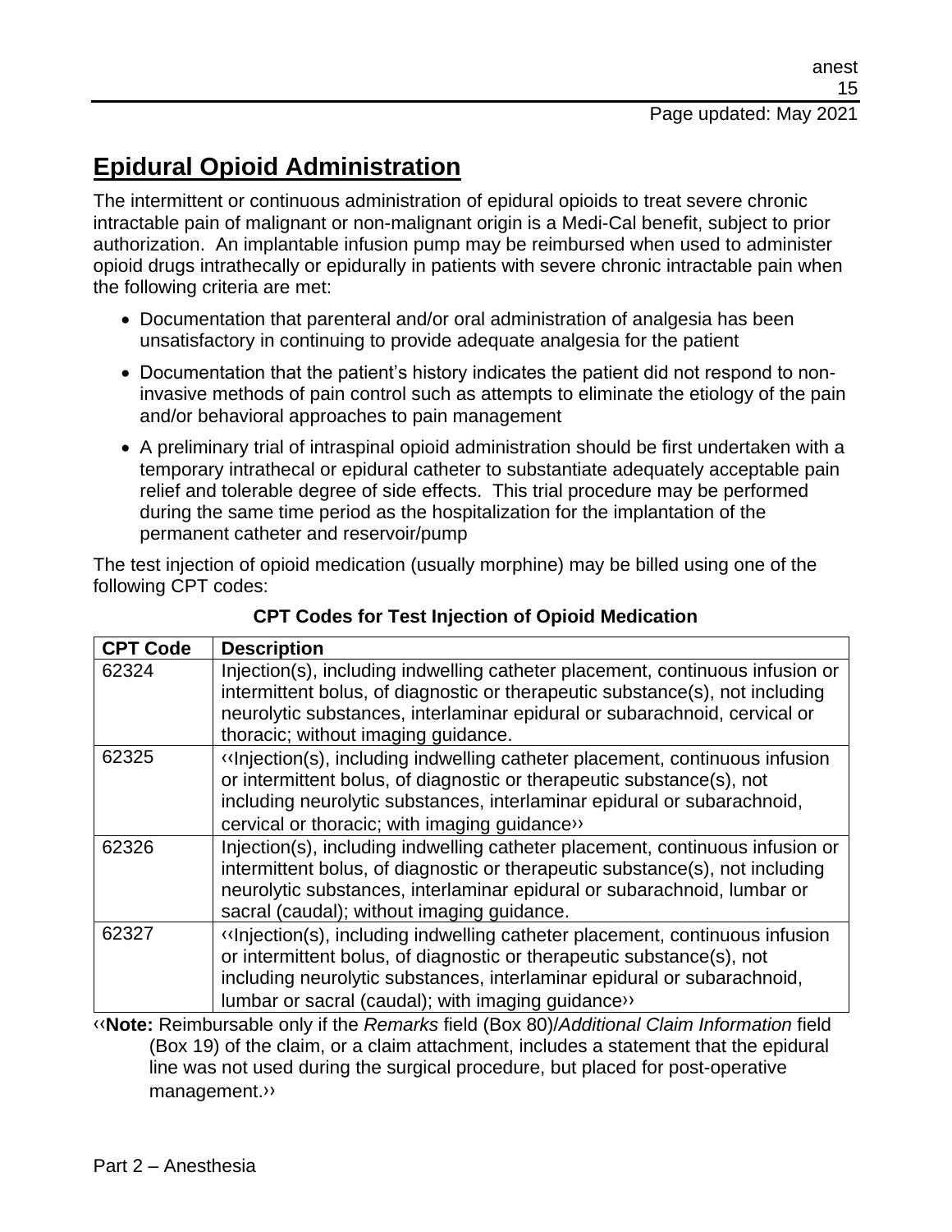## Epidural Opioid Administration

The intermittent or continuous administration of epidural opioids to treat severe chronic intractable pain of malignant or non-malignant origin is a Medi-Cal benefit, subject to prior authorization. An implantable infusion pump may be reimbursed when used to administer opioid drugs intrathecally or epidurally in patients with severe chronic intractable pain when the following criteria are met:

- Documentation that parenteral and/or oral administration of analgesia has been unsatisfactory in continuing to provide adequate analgesia for the patient
- Documentation that the patient's history indicates the patient did not respond to non-invasive methods of pain control such as attempts to eliminate the etiology of the pain and/or behavioral approaches to pain management
- A preliminary trial of intraspinal opioid administration should be first undertaken with a temporary intrathecal or epidural catheter to substantiate adequately acceptable pain relief and tolerable degree of side effects. This trial procedure may be performed during the same time period as the hospitalization for the implantation of the permanent catheter and reservoir/pump

The test injection of opioid medication (usually morphine) may be billed using one of the following CPT codes:

**CPT Codes for Test Injection of Opioid Medication**

| CPT Code | Description |
|---|---|
| 62324 | Injection(s), including indwelling catheter placement, continuous infusion or intermittent bolus, of diagnostic or therapeutic substance(s), not including neurolytic substances, interlaminar epidural or subarachnoid, cervical or thoracic; without imaging guidance. |
| 62325 | ‹‹Injection(s), including indwelling catheter placement, continuous infusion or intermittent bolus, of diagnostic or therapeutic substance(s), not including neurolytic substances, interlaminar epidural or subarachnoid, cervical or thoracic; with imaging guidance›› |
| 62326 | Injection(s), including indwelling catheter placement, continuous infusion or intermittent bolus, of diagnostic or therapeutic substance(s), not including neurolytic substances, interlaminar epidural or subarachnoid, lumbar or sacral (caudal); without imaging guidance. |
| 62327 | ‹‹Injection(s), including indwelling catheter placement, continuous infusion or intermittent bolus, of diagnostic or therapeutic substance(s), not including neurolytic substances, interlaminar epidural or subarachnoid, lumbar or sacral (caudal); with imaging guidance›› |

‹‹**Note:** Reimbursable only if the *Remarks* field (Box 80)/*Additional Claim Information* field (Box 19) of the claim, or a claim attachment, includes a statement that the epidural line was not used during the surgical procedure, but placed for post-operative management.››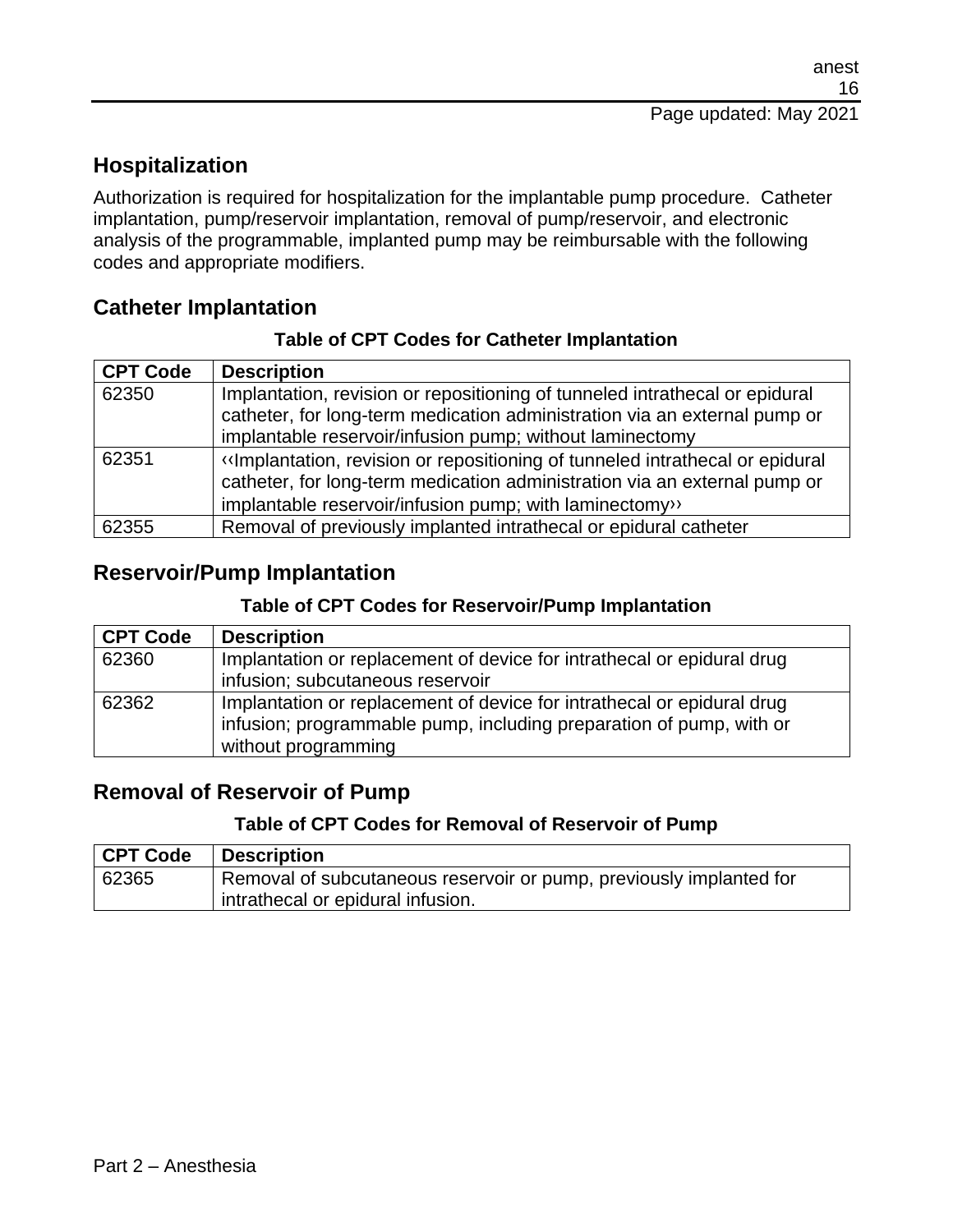## Hospitalization

Authorization is required for hospitalization for the implantable pump procedure. Catheter implantation, pump/reservoir implantation, removal of pump/reservoir, and electronic analysis of the programmable, implanted pump may be reimbursable with the following codes and appropriate modifiers.

## Catheter Implantation

**Table of CPT Codes for Catheter Implantation**

| CPT Code | Description |
|---|---|
| 62350 | Implantation, revision or repositioning of tunneled intrathecal or epidural catheter, for long-term medication administration via an external pump or implantable reservoir/infusion pump; without laminectomy |
| 62351 | ‹‹Implantation, revision or repositioning of tunneled intrathecal or epidural catheter, for long-term medication administration via an external pump or implantable reservoir/infusion pump; with laminectomy›› |
| 62355 | Removal of previously implanted intrathecal or epidural catheter |

## Reservoir/Pump Implantation

**Table of CPT Codes for Reservoir/Pump Implantation**

| CPT Code | Description |
|---|---|
| 62360 | Implantation or replacement of device for intrathecal or epidural drug infusion; subcutaneous reservoir |
| 62362 | Implantation or replacement of device for intrathecal or epidural drug infusion; programmable pump, including preparation of pump, with or without programming |

## Removal of Reservoir of Pump

**Table of CPT Codes for Removal of Reservoir of Pump**

| CPT Code | Description |
|---|---|
| 62365 | Removal of subcutaneous reservoir or pump, previously implanted for intrathecal or epidural infusion. |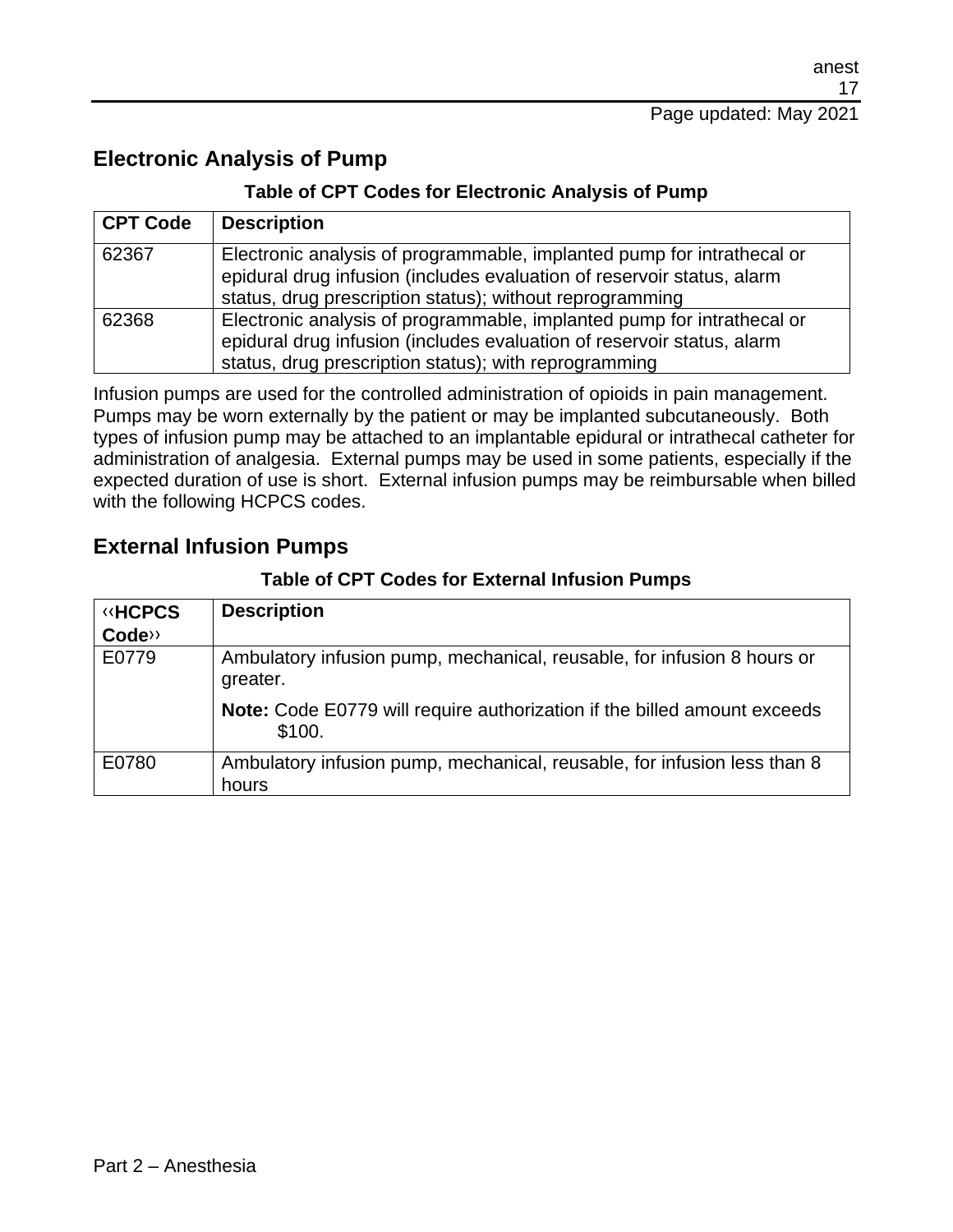## Electronic Analysis of Pump

**Table of CPT Codes for Electronic Analysis of Pump**

| CPT Code | Description |
|---|---|
| 62367 | Electronic analysis of programmable, implanted pump for intrathecal or epidural drug infusion (includes evaluation of reservoir status, alarm status, drug prescription status); without reprogramming |
| 62368 | Electronic analysis of programmable, implanted pump for intrathecal or epidural drug infusion (includes evaluation of reservoir status, alarm status, drug prescription status); with reprogramming |

Infusion pumps are used for the controlled administration of opioids in pain management. Pumps may be worn externally by the patient or may be implanted subcutaneously. Both types of infusion pump may be attached to an implantable epidural or intrathecal catheter for administration of analgesia. External pumps may be used in some patients, especially if the expected duration of use is short. External infusion pumps may be reimbursable when billed with the following HCPCS codes.

## External Infusion Pumps

**Table of CPT Codes for External Infusion Pumps**

| ‹‹HCPCS Code›› | Description |
|---|---|
| E0779 | Ambulatory infusion pump, mechanical, reusable, for infusion 8 hours or greater.<br><br>**Note:** Code E0779 will require authorization if the billed amount exceeds $100. |
| E0780 | Ambulatory infusion pump, mechanical, reusable, for infusion less than 8 hours |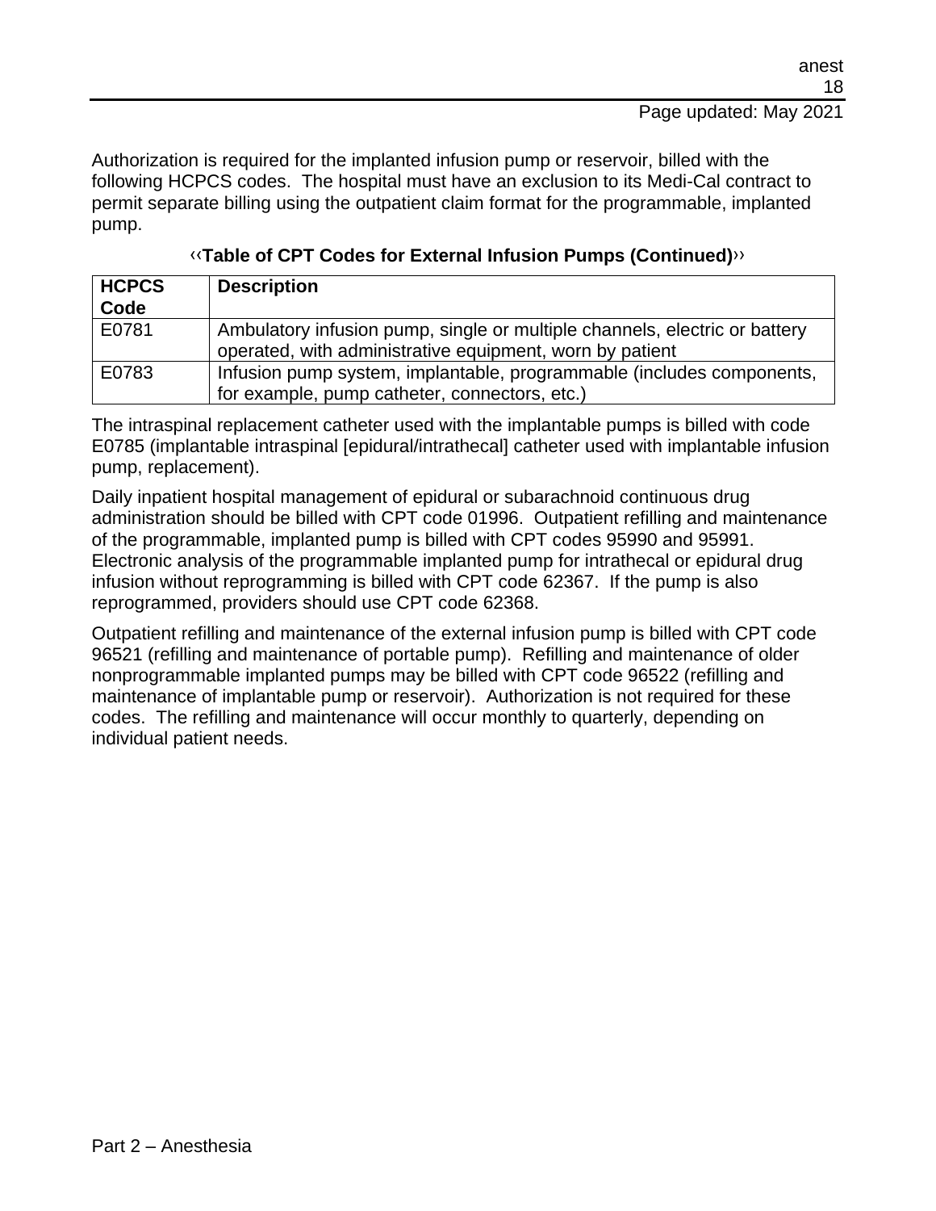Authorization is required for the implanted infusion pump or reservoir, billed with the following HCPCS codes. The hospital must have an exclusion to its Medi-Cal contract to permit separate billing using the outpatient claim format for the programmable, implanted pump.

**‹‹Table of CPT Codes for External Infusion Pumps (Continued)››**

| HCPCS Code | Description |
| --- | --- |
| E0781 | Ambulatory infusion pump, single or multiple channels, electric or battery operated, with administrative equipment, worn by patient |
| E0783 | Infusion pump system, implantable, programmable (includes components, for example, pump catheter, connectors, etc.) |

The intraspinal replacement catheter used with the implantable pumps is billed with code E0785 (implantable intraspinal [epidural/intrathecal] catheter used with implantable infusion pump, replacement).

Daily inpatient hospital management of epidural or subarachnoid continuous drug administration should be billed with CPT code 01996. Outpatient refilling and maintenance of the programmable, implanted pump is billed with CPT codes 95990 and 95991. Electronic analysis of the programmable implanted pump for intrathecal or epidural drug infusion without reprogramming is billed with CPT code 62367. If the pump is also reprogrammed, providers should use CPT code 62368.

Outpatient refilling and maintenance of the external infusion pump is billed with CPT code 96521 (refilling and maintenance of portable pump). Refilling and maintenance of older nonprogrammable implanted pumps may be billed with CPT code 96522 (refilling and maintenance of implantable pump or reservoir). Authorization is not required for these codes. The refilling and maintenance will occur monthly to quarterly, depending on individual patient needs.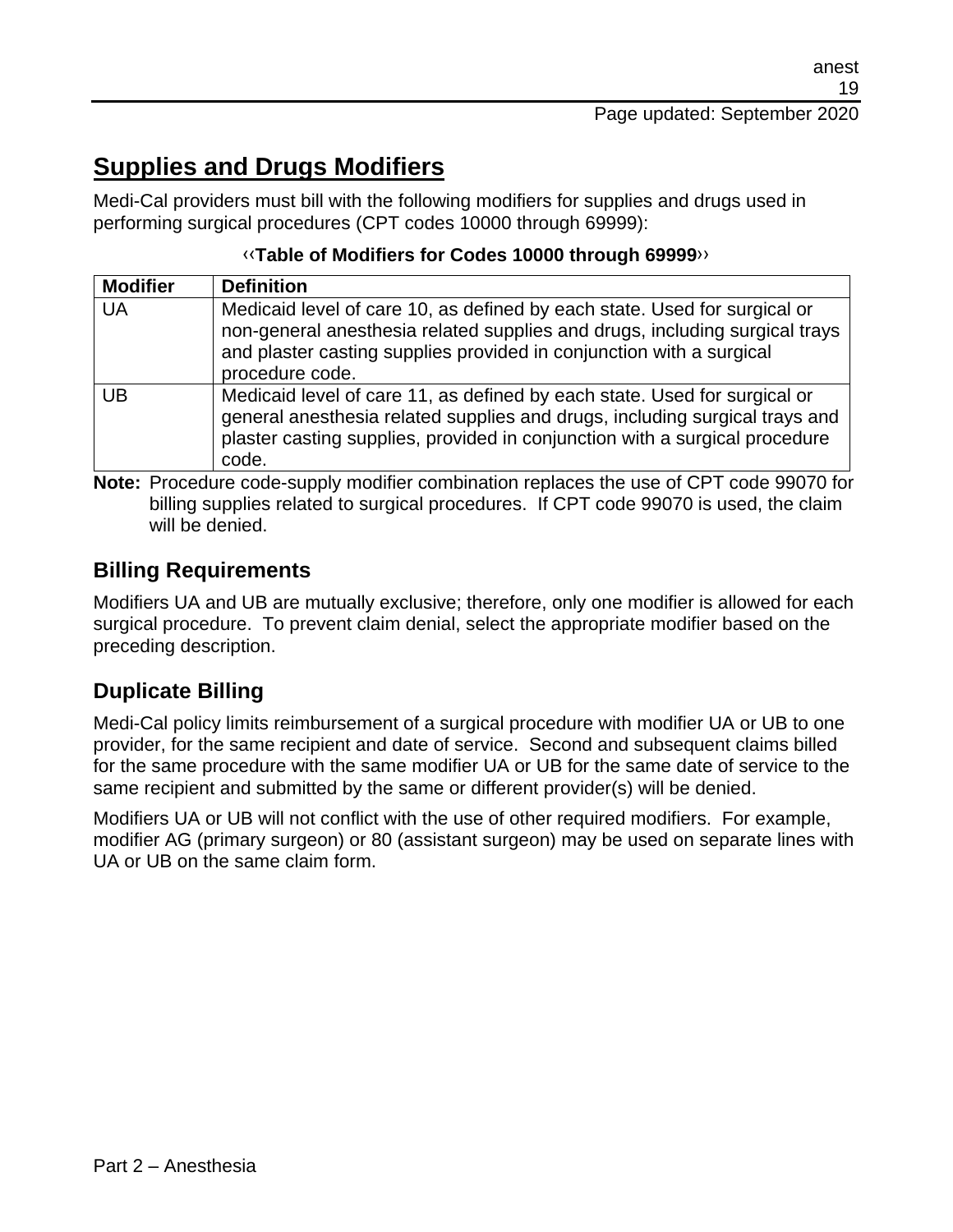## Supplies and Drugs Modifiers

Medi-Cal providers must bill with the following modifiers for supplies and drugs used in performing surgical procedures (CPT codes 10000 through 69999):

‹‹**Table of Modifiers for Codes 10000 through 69999**››

| Modifier | Definition |
| --- | --- |
| UA | Medicaid level of care 10, as defined by each state. Used for surgical or non-general anesthesia related supplies and drugs, including surgical trays and plaster casting supplies provided in conjunction with a surgical procedure code. |
| UB | Medicaid level of care 11, as defined by each state. Used for surgical or general anesthesia related supplies and drugs, including surgical trays and plaster casting supplies, provided in conjunction with a surgical procedure code. |

**Note:** Procedure code-supply modifier combination replaces the use of CPT code 99070 for billing supplies related to surgical procedures. If CPT code 99070 is used, the claim will be denied.

### Billing Requirements

Modifiers UA and UB are mutually exclusive; therefore, only one modifier is allowed for each surgical procedure. To prevent claim denial, select the appropriate modifier based on the preceding description.

### Duplicate Billing

Medi-Cal policy limits reimbursement of a surgical procedure with modifier UA or UB to one provider, for the same recipient and date of service. Second and subsequent claims billed for the same procedure with the same modifier UA or UB for the same date of service to the same recipient and submitted by the same or different provider(s) will be denied.

Modifiers UA or UB will not conflict with the use of other required modifiers. For example, modifier AG (primary surgeon) or 80 (assistant surgeon) may be used on separate lines with UA or UB on the same claim form.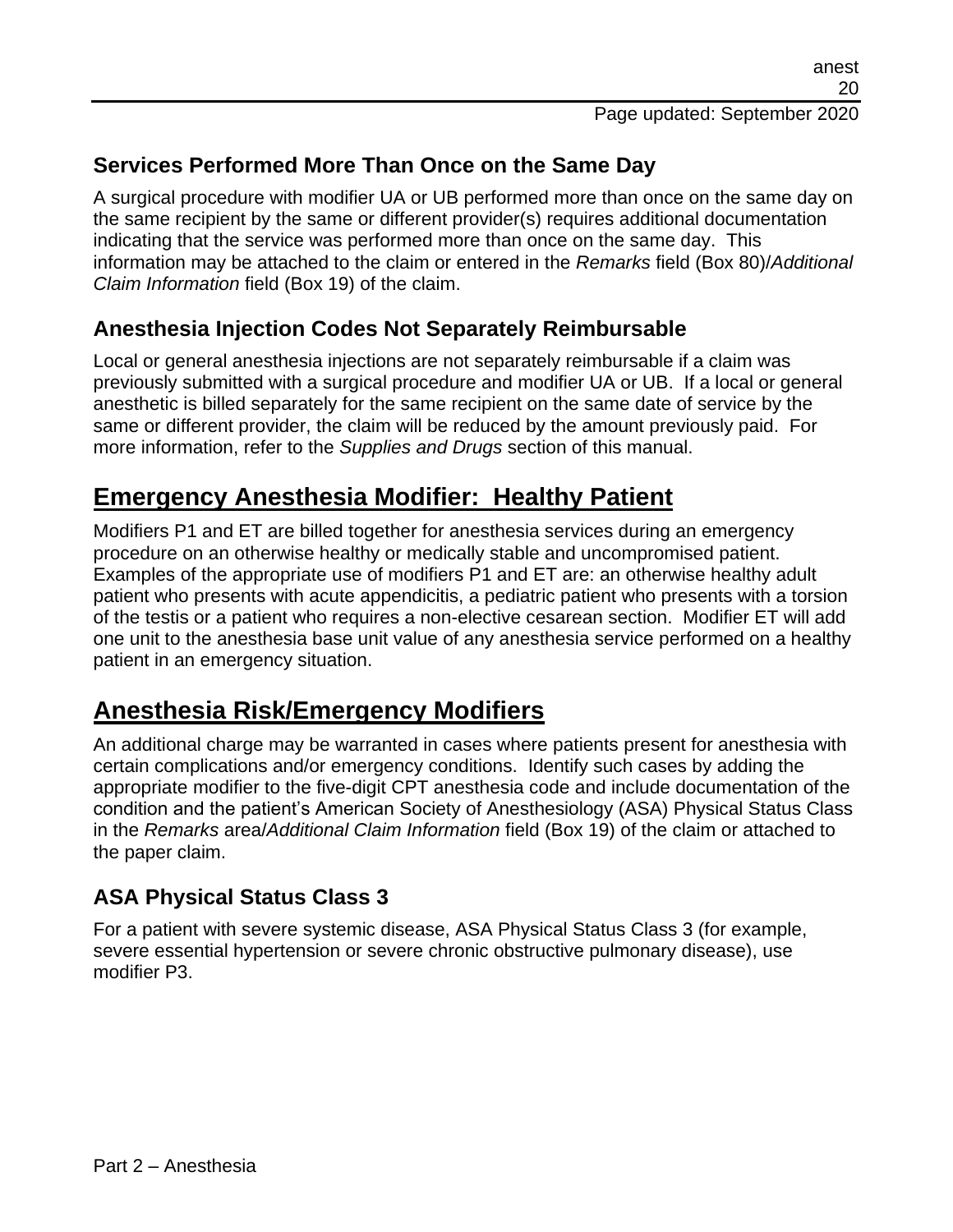### Services Performed More Than Once on the Same Day

A surgical procedure with modifier UA or UB performed more than once on the same day on the same recipient by the same or different provider(s) requires additional documentation indicating that the service was performed more than once on the same day. This information may be attached to the claim or entered in the *Remarks* field (Box 80)/*Additional Claim Information* field (Box 19) of the claim.

### Anesthesia Injection Codes Not Separately Reimbursable

Local or general anesthesia injections are not separately reimbursable if a claim was previously submitted with a surgical procedure and modifier UA or UB. If a local or general anesthetic is billed separately for the same recipient on the same date of service by the same or different provider, the claim will be reduced by the amount previously paid. For more information, refer to the *Supplies and Drugs* section of this manual.

## Emergency Anesthesia Modifier: Healthy Patient

Modifiers P1 and ET are billed together for anesthesia services during an emergency procedure on an otherwise healthy or medically stable and uncompromised patient. Examples of the appropriate use of modifiers P1 and ET are: an otherwise healthy adult patient who presents with acute appendicitis, a pediatric patient who presents with a torsion of the testis or a patient who requires a non-elective cesarean section. Modifier ET will add one unit to the anesthesia base unit value of any anesthesia service performed on a healthy patient in an emergency situation.

## Anesthesia Risk/Emergency Modifiers

An additional charge may be warranted in cases where patients present for anesthesia with certain complications and/or emergency conditions. Identify such cases by adding the appropriate modifier to the five-digit CPT anesthesia code and include documentation of the condition and the patient's American Society of Anesthesiology (ASA) Physical Status Class in the *Remarks* area/*Additional Claim Information* field (Box 19) of the claim or attached to the paper claim.

### ASA Physical Status Class 3

For a patient with severe systemic disease, ASA Physical Status Class 3 (for example, severe essential hypertension or severe chronic obstructive pulmonary disease), use modifier P3.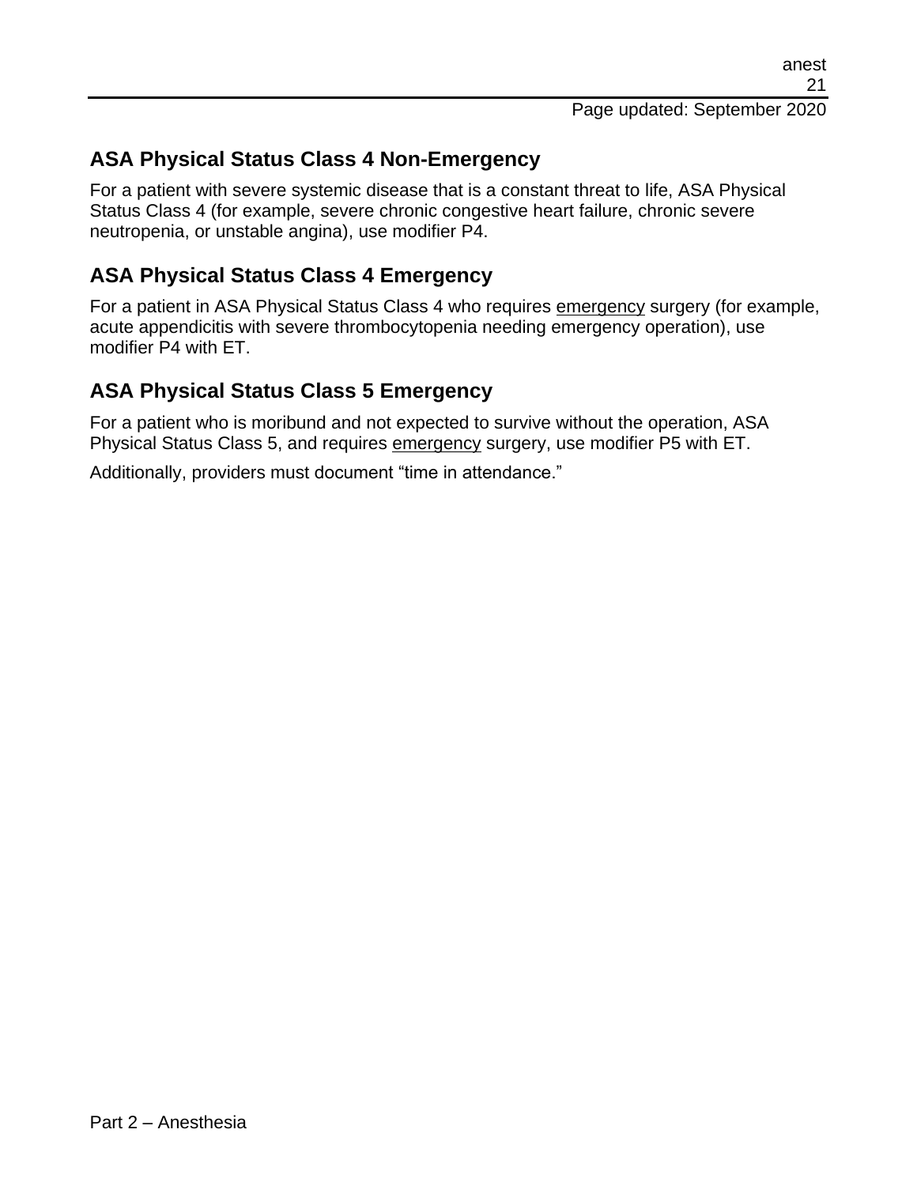## ASA Physical Status Class 4 Non-Emergency

For a patient with severe systemic disease that is a constant threat to life, ASA Physical Status Class 4 (for example, severe chronic congestive heart failure, chronic severe neutropenia, or unstable angina), use modifier P4.

## ASA Physical Status Class 4 Emergency

For a patient in ASA Physical Status Class 4 who requires <u>emergency</u> surgery (for example, acute appendicitis with severe thrombocytopenia needing emergency operation), use modifier P4 with ET.

## ASA Physical Status Class 5 Emergency

For a patient who is moribund and not expected to survive without the operation, ASA Physical Status Class 5, and requires <u>emergency</u> surgery, use modifier P5 with ET.

Additionally, providers must document "time in attendance."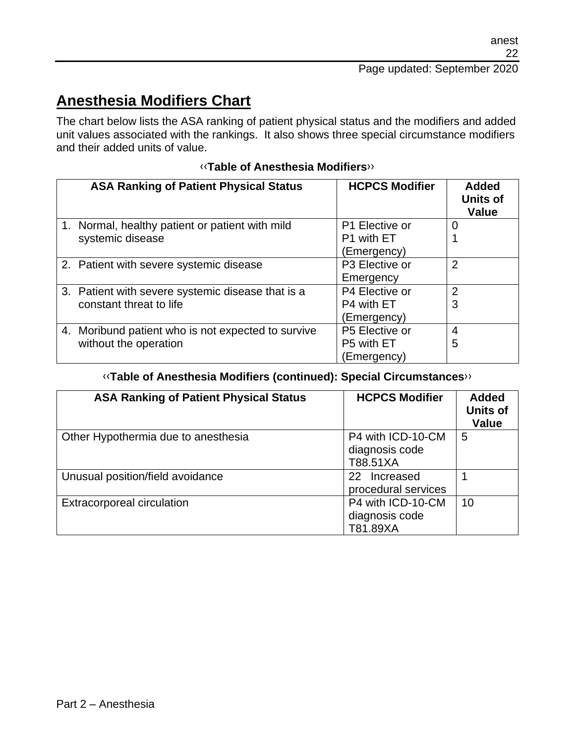# Anesthesia Modifiers Chart

The chart below lists the ASA ranking of patient physical status and the modifiers and added unit values associated with the rankings. It also shows three special circumstance modifiers and their added units of value.

**‹‹Table of Anesthesia Modifiers››**

| ASA Ranking of Patient Physical Status | HCPCS Modifier | Added Units of Value |
|---|---|---|
| 1. Normal, healthy patient or patient with mild systemic disease | P1 Elective or<br>P1 with ET (Emergency) | 0<br>1 |
| 2. Patient with severe systemic disease | P3 Elective or Emergency | 2 |
| 3. Patient with severe systemic disease that is a constant threat to life | P4 Elective or<br>P4 with ET (Emergency) | 2<br>3 |
| 4. Moribund patient who is not expected to survive without the operation | P5 Elective or<br>P5 with ET (Emergency) | 4<br>5 |

**‹‹Table of Anesthesia Modifiers (continued): Special Circumstances››**

| ASA Ranking of Patient Physical Status | HCPCS Modifier | Added Units of Value |
|---|---|---|
| Other Hypothermia due to anesthesia | P4 with ICD-10-CM diagnosis code T88.51XA | 5 |
| Unusual position/field avoidance | 22 Increased procedural services | 1 |
| Extracorporeal circulation | P4 with ICD-10-CM diagnosis code T81.89XA | 10 |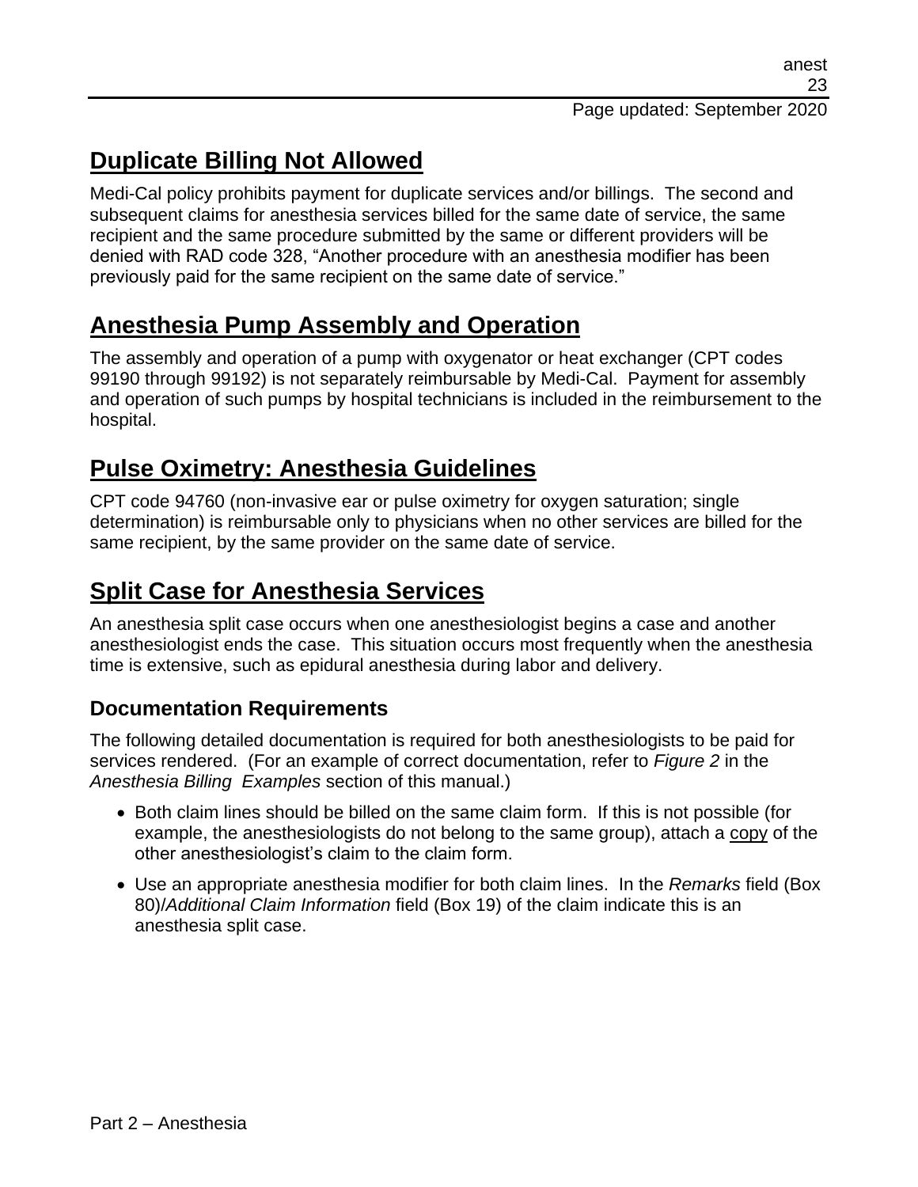## Duplicate Billing Not Allowed

Medi-Cal policy prohibits payment for duplicate services and/or billings. The second and subsequent claims for anesthesia services billed for the same date of service, the same recipient and the same procedure submitted by the same or different providers will be denied with RAD code 328, "Another procedure with an anesthesia modifier has been previously paid for the same recipient on the same date of service."

## Anesthesia Pump Assembly and Operation

The assembly and operation of a pump with oxygenator or heat exchanger (CPT codes 99190 through 99192) is not separately reimbursable by Medi-Cal. Payment for assembly and operation of such pumps by hospital technicians is included in the reimbursement to the hospital.

## Pulse Oximetry: Anesthesia Guidelines

CPT code 94760 (non-invasive ear or pulse oximetry for oxygen saturation; single determination) is reimbursable only to physicians when no other services are billed for the same recipient, by the same provider on the same date of service.

## Split Case for Anesthesia Services

An anesthesia split case occurs when one anesthesiologist begins a case and another anesthesiologist ends the case. This situation occurs most frequently when the anesthesia time is extensive, such as epidural anesthesia during labor and delivery.

### Documentation Requirements

The following detailed documentation is required for both anesthesiologists to be paid for services rendered. (For an example of correct documentation, refer to *Figure 2* in the *Anesthesia Billing Examples* section of this manual.)

- Both claim lines should be billed on the same claim form. If this is not possible (for example, the anesthesiologists do not belong to the same group), attach a copy of the other anesthesiologist's claim to the claim form.
- Use an appropriate anesthesia modifier for both claim lines. In the *Remarks* field (Box 80)/*Additional Claim Information* field (Box 19) of the claim indicate this is an anesthesia split case.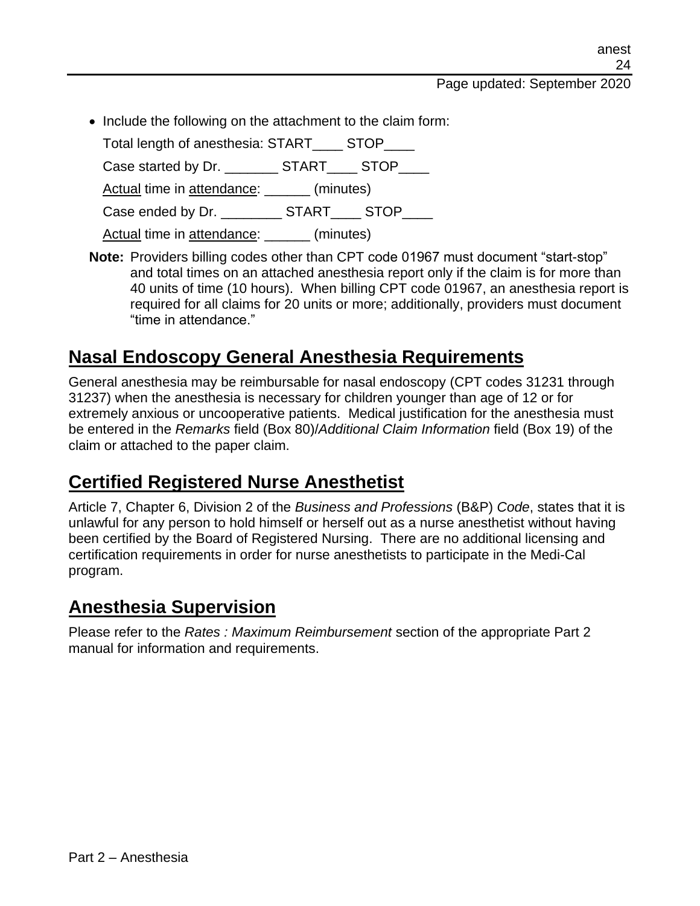- Include the following on the attachment to the claim form:

  Total length of anesthesia: START____ STOP____

  Case started by Dr. _______ START____ STOP____

  Actual time in attendance: ______ (minutes)

  Case ended by Dr. ________ START____ STOP____

  Actual time in attendance: ______ (minutes)

**Note:** Providers billing codes other than CPT code 01967 must document "start-stop" and total times on an attached anesthesia report only if the claim is for more than 40 units of time (10 hours). When billing CPT code 01967, an anesthesia report is required for all claims for 20 units or more; additionally, providers must document "time in attendance."

## Nasal Endoscopy General Anesthesia Requirements

General anesthesia may be reimbursable for nasal endoscopy (CPT codes 31231 through 31237) when the anesthesia is necessary for children younger than age of 12 or for extremely anxious or uncooperative patients. Medical justification for the anesthesia must be entered in the *Remarks* field (Box 80)/*Additional Claim Information* field (Box 19) of the claim or attached to the paper claim.

## Certified Registered Nurse Anesthetist

Article 7, Chapter 6, Division 2 of the *Business and Professions* (B&P) *Code*, states that it is unlawful for any person to hold himself or herself out as a nurse anesthetist without having been certified by the Board of Registered Nursing. There are no additional licensing and certification requirements in order for nurse anesthetists to participate in the Medi-Cal program.

## Anesthesia Supervision

Please refer to the *Rates : Maximum Reimbursement* section of the appropriate Part 2 manual for information and requirements.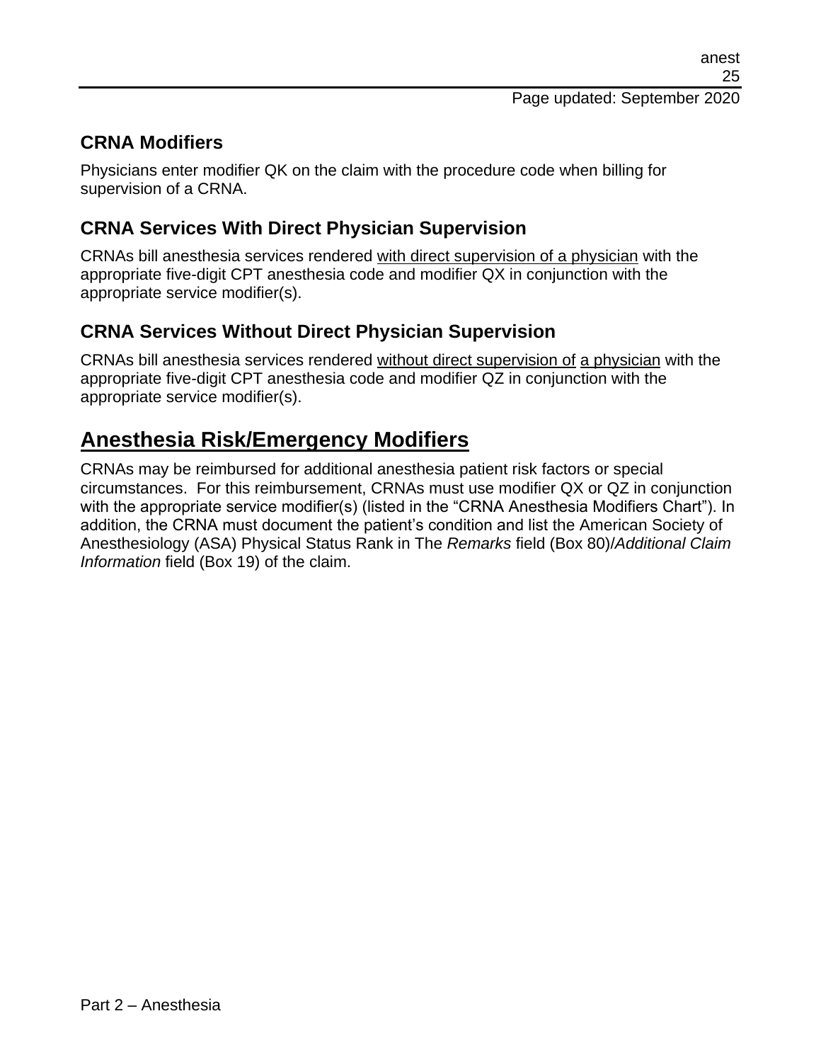### CRNA Modifiers

Physicians enter modifier QK on the claim with the procedure code when billing for supervision of a CRNA.

### CRNA Services With Direct Physician Supervision

CRNAs bill anesthesia services rendered <u>with direct supervision of a physician</u> with the appropriate five-digit CPT anesthesia code and modifier QX in conjunction with the appropriate service modifier(s).

### CRNA Services Without Direct Physician Supervision

CRNAs bill anesthesia services rendered <u>without direct supervision of</u> <u>a physician</u> with the appropriate five-digit CPT anesthesia code and modifier QZ in conjunction with the appropriate service modifier(s).

## Anesthesia Risk/Emergency Modifiers

CRNAs may be reimbursed for additional anesthesia patient risk factors or special circumstances. For this reimbursement, CRNAs must use modifier QX or QZ in conjunction with the appropriate service modifier(s) (listed in the "CRNA Anesthesia Modifiers Chart"). In addition, the CRNA must document the patient's condition and list the American Society of Anesthesiology (ASA) Physical Status Rank in The *Remarks* field (Box 80)/*Additional Claim Information* field (Box 19) of the claim.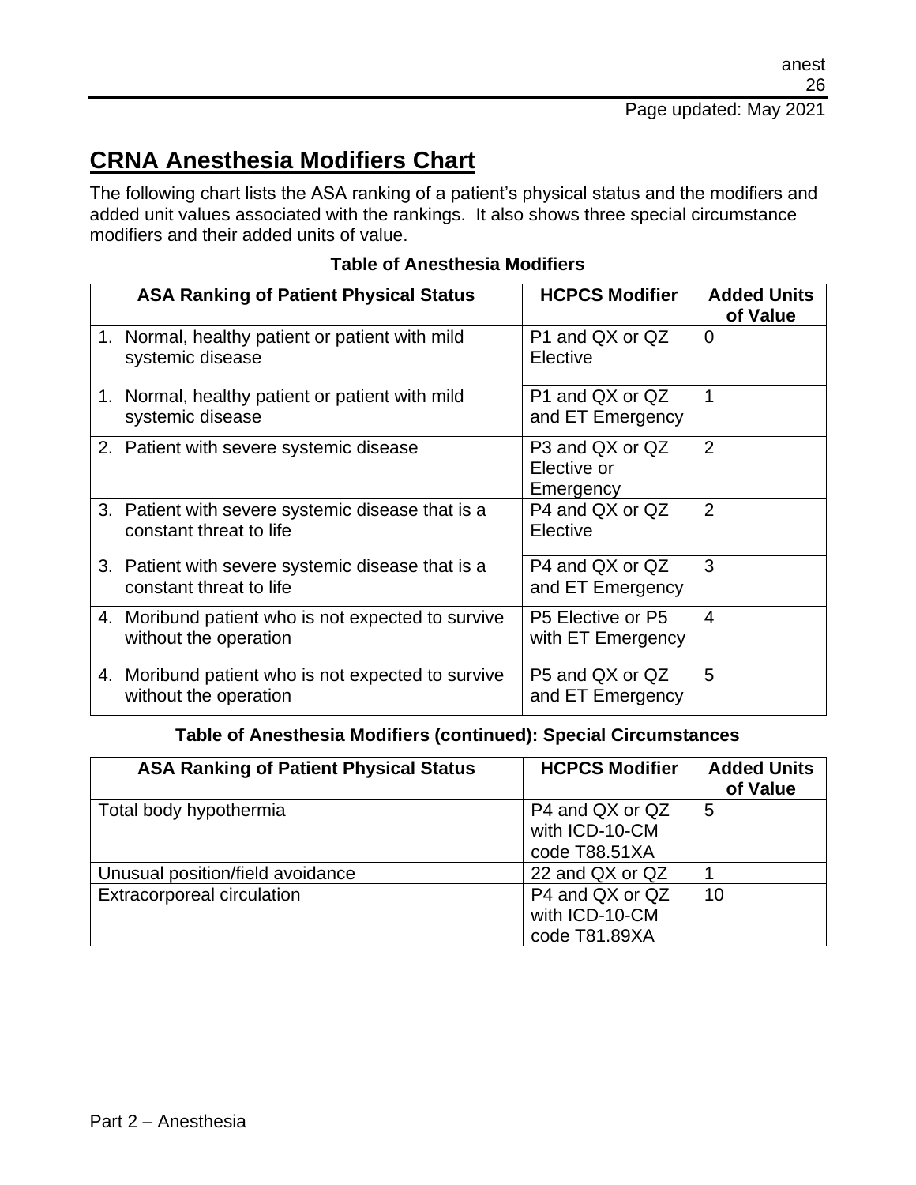# CRNA Anesthesia Modifiers Chart

The following chart lists the ASA ranking of a patient's physical status and the modifiers and added unit values associated with the rankings. It also shows three special circumstance modifiers and their added units of value.

**Table of Anesthesia Modifiers**

| ASA Ranking of Patient Physical Status | HCPCS Modifier | Added Units of Value |
|---|---|---|
| 1. Normal, healthy patient or patient with mild systemic disease | P1 and QX or QZ Elective | 0 |
| 1. Normal, healthy patient or patient with mild systemic disease | P1 and QX or QZ and ET Emergency | 1 |
| 2. Patient with severe systemic disease | P3 and QX or QZ Elective or Emergency | 2 |
| 3. Patient with severe systemic disease that is a constant threat to life | P4 and QX or QZ Elective | 2 |
| 3. Patient with severe systemic disease that is a constant threat to life | P4 and QX or QZ and ET Emergency | 3 |
| 4. Moribund patient who is not expected to survive without the operation | P5 Elective or P5 with ET Emergency | 4 |
| 4. Moribund patient who is not expected to survive without the operation | P5 and QX or QZ and ET Emergency | 5 |

**Table of Anesthesia Modifiers (continued): Special Circumstances**

| ASA Ranking of Patient Physical Status | HCPCS Modifier | Added Units of Value |
|---|---|---|
| Total body hypothermia | P4 and QX or QZ with ICD-10-CM code T88.51XA | 5 |
| Unusual position/field avoidance | 22 and QX or QZ | 1 |
| Extracorporeal circulation | P4 and QX or QZ with ICD-10-CM code T81.89XA | 10 |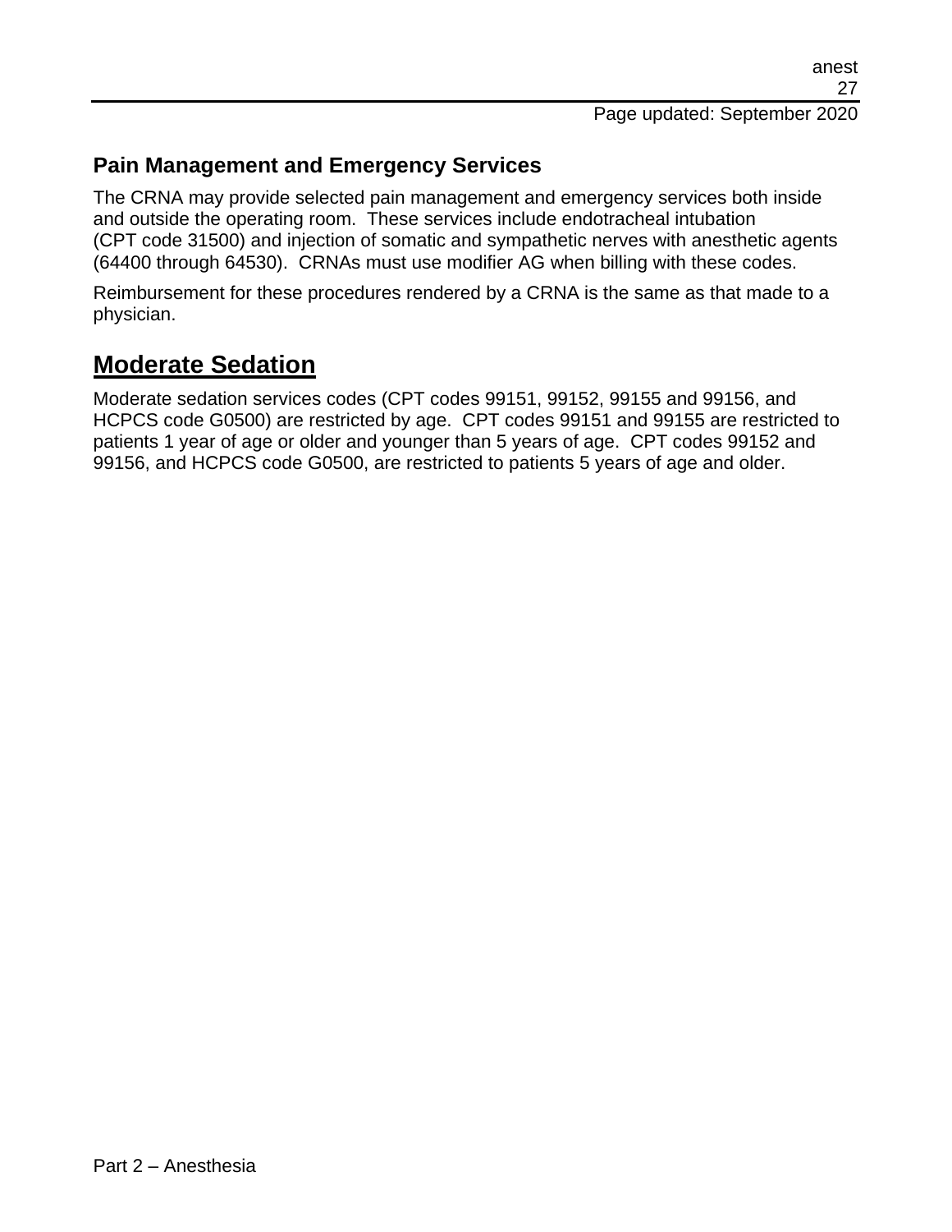### Pain Management and Emergency Services

The CRNA may provide selected pain management and emergency services both inside and outside the operating room. These services include endotracheal intubation (CPT code 31500) and injection of somatic and sympathetic nerves with anesthetic agents (64400 through 64530). CRNAs must use modifier AG when billing with these codes.

Reimbursement for these procedures rendered by a CRNA is the same as that made to a physician.

## Moderate Sedation

Moderate sedation services codes (CPT codes 99151, 99152, 99155 and 99156, and HCPCS code G0500) are restricted by age. CPT codes 99151 and 99155 are restricted to patients 1 year of age or older and younger than 5 years of age. CPT codes 99152 and 99156, and HCPCS code G0500, are restricted to patients 5 years of age and older.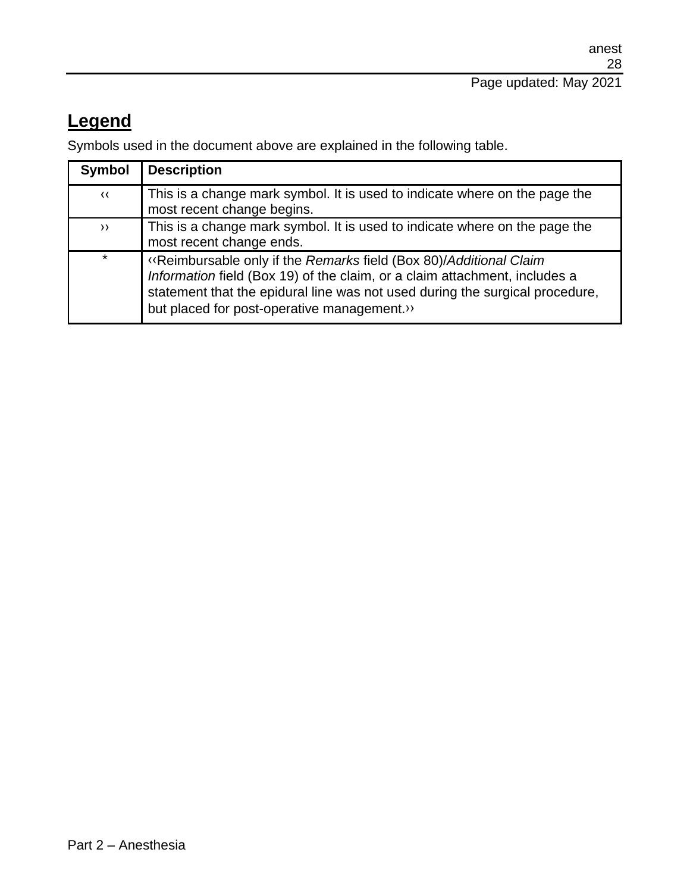## Legend

Symbols used in the document above are explained in the following table.

| Symbol | Description |
|---|---|
| ‹‹ | This is a change mark symbol. It is used to indicate where on the page the most recent change begins. |
| ›› | This is a change mark symbol. It is used to indicate where on the page the most recent change ends. |
| * | ‹‹Reimbursable only if the *Remarks* field (Box 80)/*Additional Claim Information* field (Box 19) of the claim, or a claim attachment, includes a statement that the epidural line was not used during the surgical procedure, but placed for post-operative management.›› |